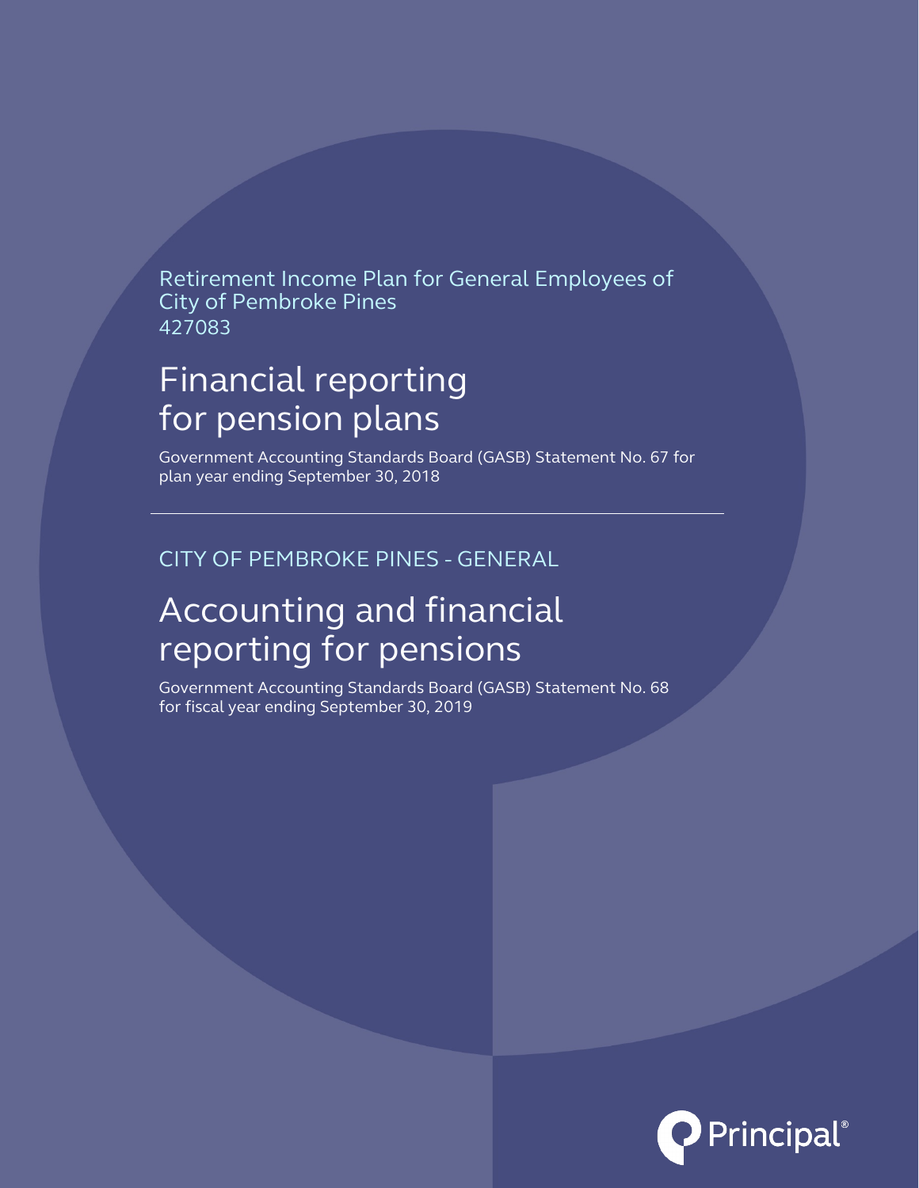Retirement Income Plan for General Employees of City of Pembroke Pines
427083

# Financial reporting for pension plans

Government Accounting Standards Board (GASB) Statement No. 67 for plan year ending September 30, 2018

---

## CITY OF PEMBROKE PINES - GENERAL

# Accounting and financial reporting for pensions

Government Accounting Standards Board (GASB) Statement No. 68 for fiscal year ending September 30, 2019

Principal®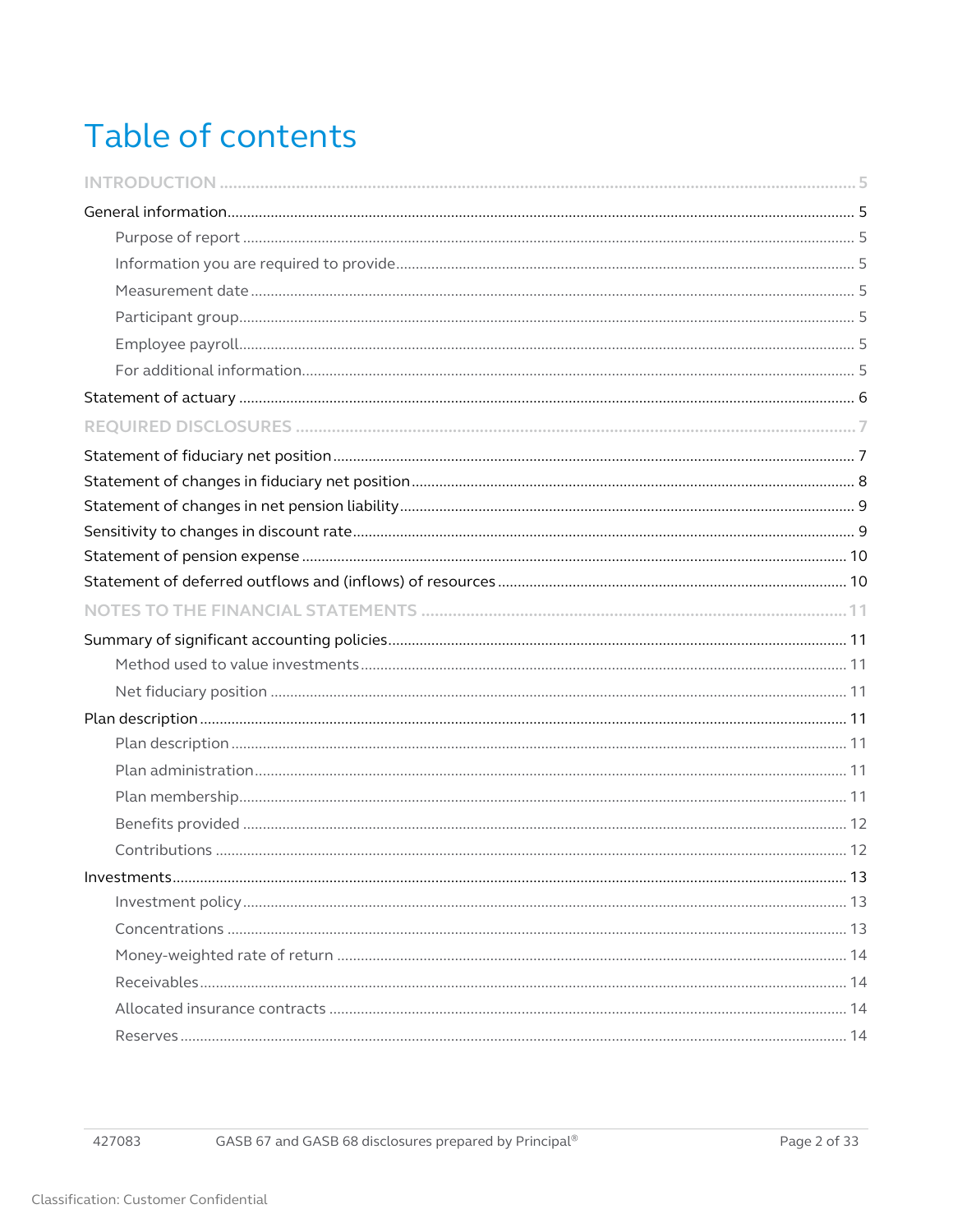# Table of contents

INTRODUCTION ..... 5

General information ..... 5

- Purpose of report ..... 5
- Information you are required to provide ..... 5
- Measurement date ..... 5
- Participant group ..... 5
- Employee payroll ..... 5
- For additional information ..... 5

Statement of actuary ..... 6

REQUIRED DISCLOSURES ..... 7

Statement of fiduciary net position ..... 7

Statement of changes in fiduciary net position ..... 8

Statement of changes in net pension liability ..... 9

Sensitivity to changes in discount rate ..... 9

Statement of pension expense ..... 10

Statement of deferred outflows and (inflows) of resources ..... 10

NOTES TO THE FINANCIAL STATEMENTS ..... 11

Summary of significant accounting policies ..... 11

- Method used to value investments ..... 11
- Net fiduciary position ..... 11

Plan description ..... 11

- Plan description ..... 11
- Plan administration ..... 11
- Plan membership ..... 11
- Benefits provided ..... 12
- Contributions ..... 12

Investments ..... 13

- Investment policy ..... 13
- Concentrations ..... 13
- Money-weighted rate of return ..... 14
- Receivables ..... 14
- Allocated insurance contracts ..... 14
- Reserves ..... 14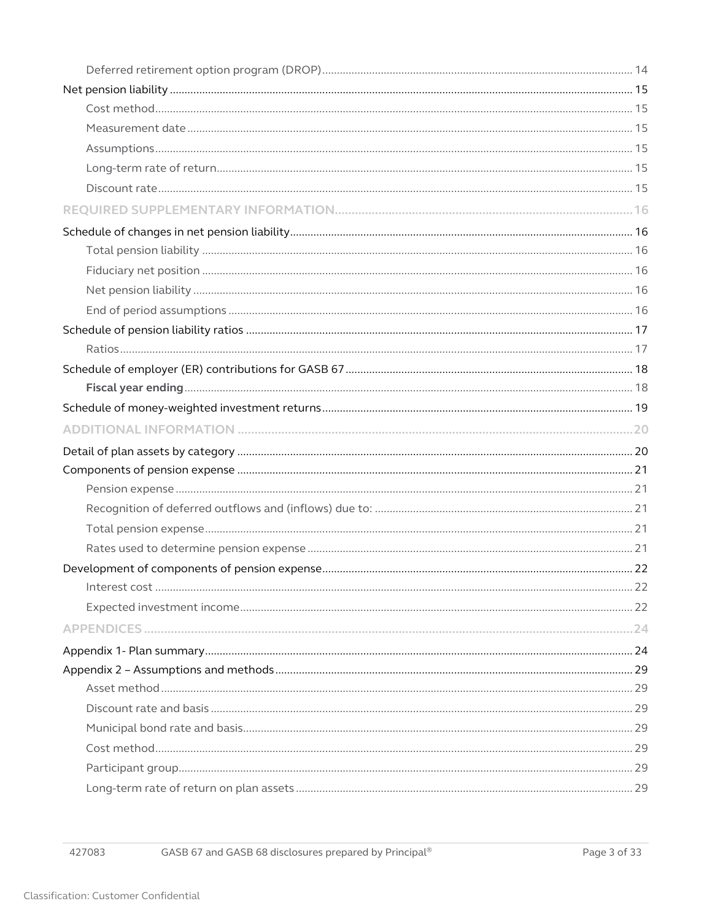Deferred retirement option program (DROP) ........ 14

Net pension liability ........ 15

Cost method ........ 15

Measurement date ........ 15

Assumptions ........ 15

Long-term rate of return ........ 15

Discount rate ........ 15

REQUIRED SUPPLEMENTARY INFORMATION ........ 16

Schedule of changes in net pension liability ........ 16

Total pension liability ........ 16

Fiduciary net position ........ 16

Net pension liability ........ 16

End of period assumptions ........ 16

Schedule of pension liability ratios ........ 17

Ratios ........ 17

Schedule of employer (ER) contributions for GASB 67 ........ 18

**Fiscal year ending** ........ 18

Schedule of money-weighted investment returns ........ 19

ADDITIONAL INFORMATION ........ 20

Detail of plan assets by category ........ 20

Components of pension expense ........ 21

Pension expense ........ 21

Recognition of deferred outflows and (inflows) due to: ........ 21

Total pension expense ........ 21

Rates used to determine pension expense ........ 21

Development of components of pension expense ........ 22

Interest cost ........ 22

Expected investment income ........ 22

APPENDICES ........ 24

Appendix 1- Plan summary ........ 24

Appendix 2 – Assumptions and methods ........ 29

Asset method ........ 29

Discount rate and basis ........ 29

Municipal bond rate and basis ........ 29

Cost method ........ 29

Participant group ........ 29

Long-term rate of return on plan assets ........ 29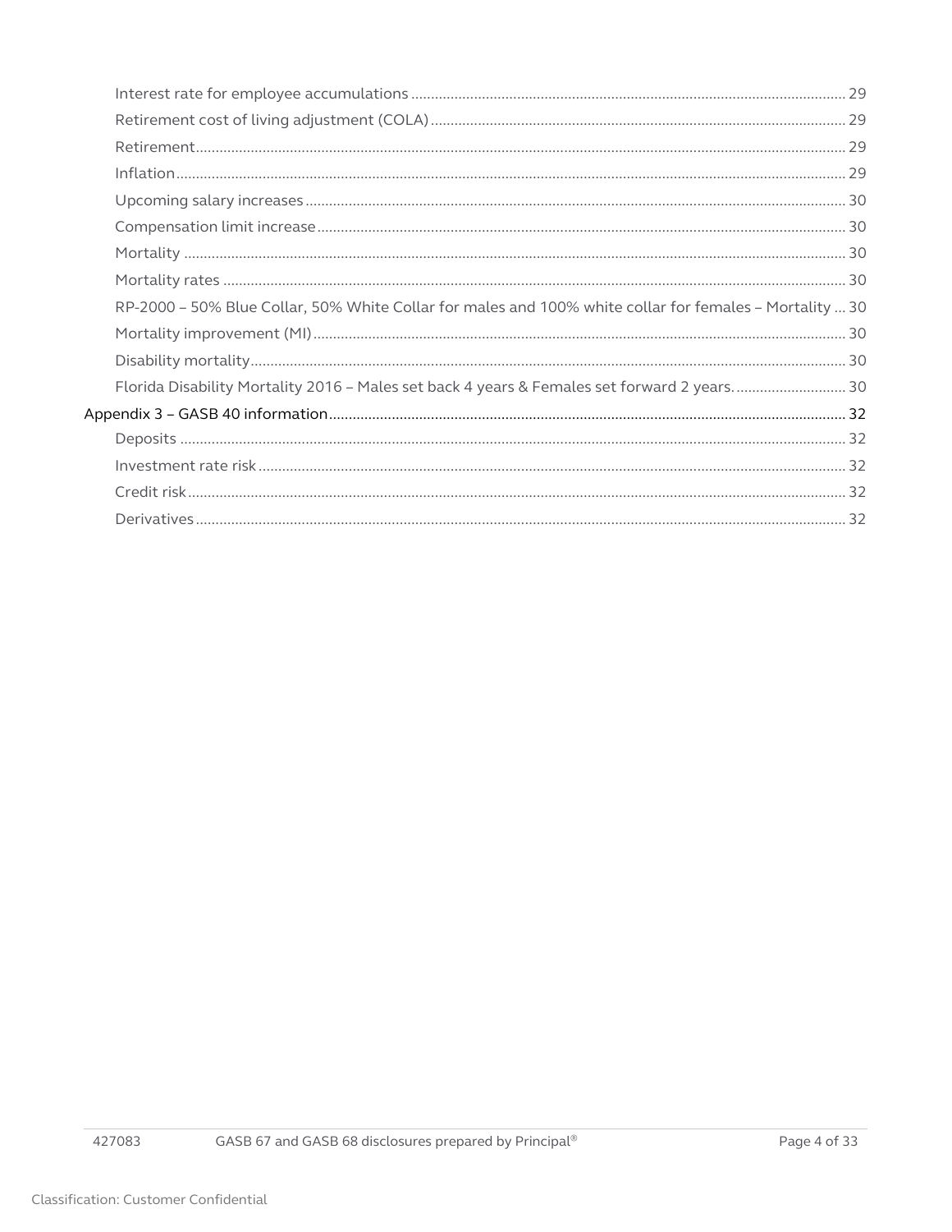Interest rate for employee accumulations ..... 29

Retirement cost of living adjustment (COLA) ..... 29

Retirement ..... 29

Inflation ..... 29

Upcoming salary increases ..... 30

Compensation limit increase ..... 30

Mortality ..... 30

Mortality rates ..... 30

RP-2000 – 50% Blue Collar, 50% White Collar for males and 100% white collar for females – Mortality ... 30

Mortality improvement (MI) ..... 30

Disability mortality ..... 30

Florida Disability Mortality 2016 – Males set back 4 years & Females set forward 2 years. ..... 30

Appendix 3 – GASB 40 information ..... 32

Deposits ..... 32

Investment rate risk ..... 32

Credit risk ..... 32

Derivatives ..... 32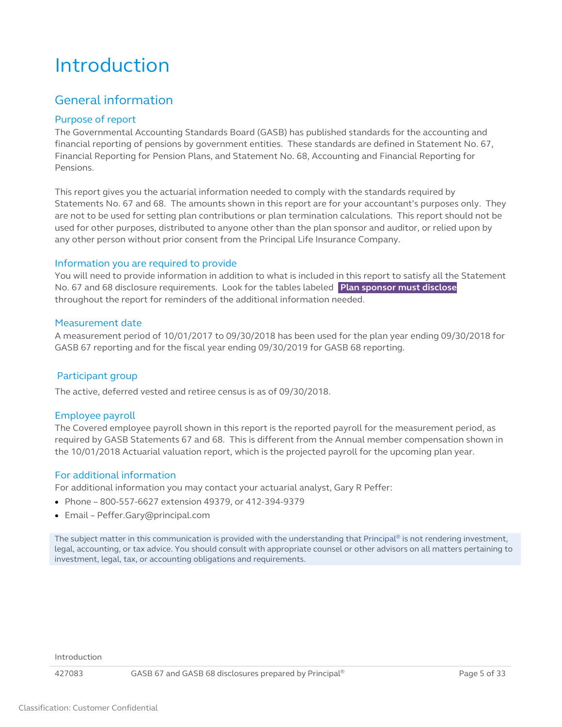# Introduction

## General information

### Purpose of report

The Governmental Accounting Standards Board (GASB) has published standards for the accounting and financial reporting of pensions by government entities. These standards are defined in Statement No. 67, Financial Reporting for Pension Plans, and Statement No. 68, Accounting and Financial Reporting for Pensions.

This report gives you the actuarial information needed to comply with the standards required by Statements No. 67 and 68. The amounts shown in this report are for your accountant's purposes only. They are not to be used for setting plan contributions or plan termination calculations. This report should not be used for other purposes, distributed to anyone other than the plan sponsor and auditor, or relied upon by any other person without prior consent from the Principal Life Insurance Company.

### Information you are required to provide

You will need to provide information in addition to what is included in this report to satisfy all the Statement No. 67 and 68 disclosure requirements. Look for the tables labeled **Plan sponsor must disclose** throughout the report for reminders of the additional information needed.

### Measurement date

A measurement period of 10/01/2017 to 09/30/2018 has been used for the plan year ending 09/30/2018 for GASB 67 reporting and for the fiscal year ending 09/30/2019 for GASB 68 reporting.

### Participant group

The active, deferred vested and retiree census is as of 09/30/2018.

### Employee payroll

The Covered employee payroll shown in this report is the reported payroll for the measurement period, as required by GASB Statements 67 and 68. This is different from the Annual member compensation shown in the 10/01/2018 Actuarial valuation report, which is the projected payroll for the upcoming plan year.

### For additional information

For additional information you may contact your actuarial analyst, Gary R Peffer:

- Phone – 800-557-6627 extension 49379, or 412-394-9379
- Email – Peffer.Gary@principal.com

The subject matter in this communication is provided with the understanding that Principal® is not rendering investment, legal, accounting, or tax advice. You should consult with appropriate counsel or other advisors on all matters pertaining to investment, legal, tax, or accounting obligations and requirements.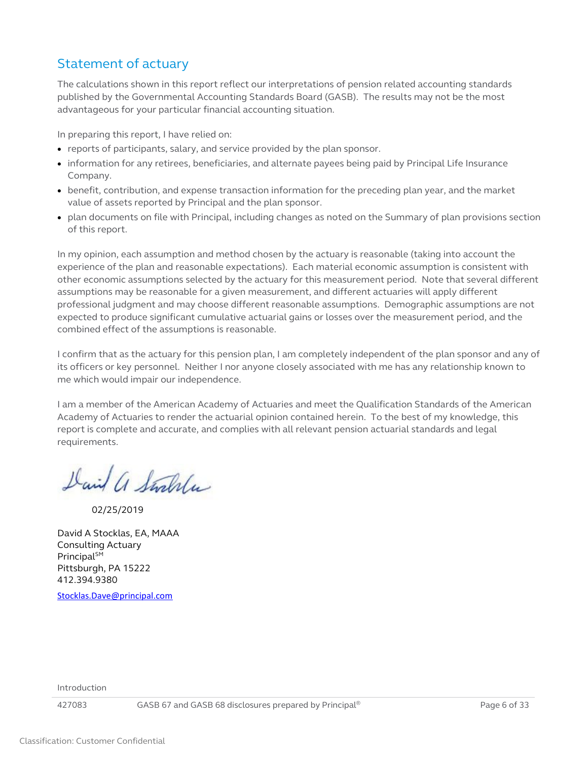## Statement of actuary

The calculations shown in this report reflect our interpretations of pension related accounting standards published by the Governmental Accounting Standards Board (GASB). The results may not be the most advantageous for your particular financial accounting situation.

In preparing this report, I have relied on:

- reports of participants, salary, and service provided by the plan sponsor.
- information for any retirees, beneficiaries, and alternate payees being paid by Principal Life Insurance Company.
- benefit, contribution, and expense transaction information for the preceding plan year, and the market value of assets reported by Principal and the plan sponsor.
- plan documents on file with Principal, including changes as noted on the Summary of plan provisions section of this report.

In my opinion, each assumption and method chosen by the actuary is reasonable (taking into account the experience of the plan and reasonable expectations). Each material economic assumption is consistent with other economic assumptions selected by the actuary for this measurement period. Note that several different assumptions may be reasonable for a given measurement, and different actuaries will apply different professional judgment and may choose different reasonable assumptions. Demographic assumptions are not expected to produce significant cumulative actuarial gains or losses over the measurement period, and the combined effect of the assumptions is reasonable.

I confirm that as the actuary for this pension plan, I am completely independent of the plan sponsor and any of its officers or key personnel. Neither I nor anyone closely associated with me has any relationship known to me which would impair our independence.

I am a member of the American Academy of Actuaries and meet the Qualification Standards of the American Academy of Actuaries to render the actuarial opinion contained herein. To the best of my knowledge, this report is complete and accurate, and complies with all relevant pension actuarial standards and legal requirements.

David A Stocklas

02/25/2019

David A Stocklas, EA, MAAA
Consulting Actuary
Principal℠
Pittsburgh, PA 15222
412.394.9380

Stocklas.Dave@principal.com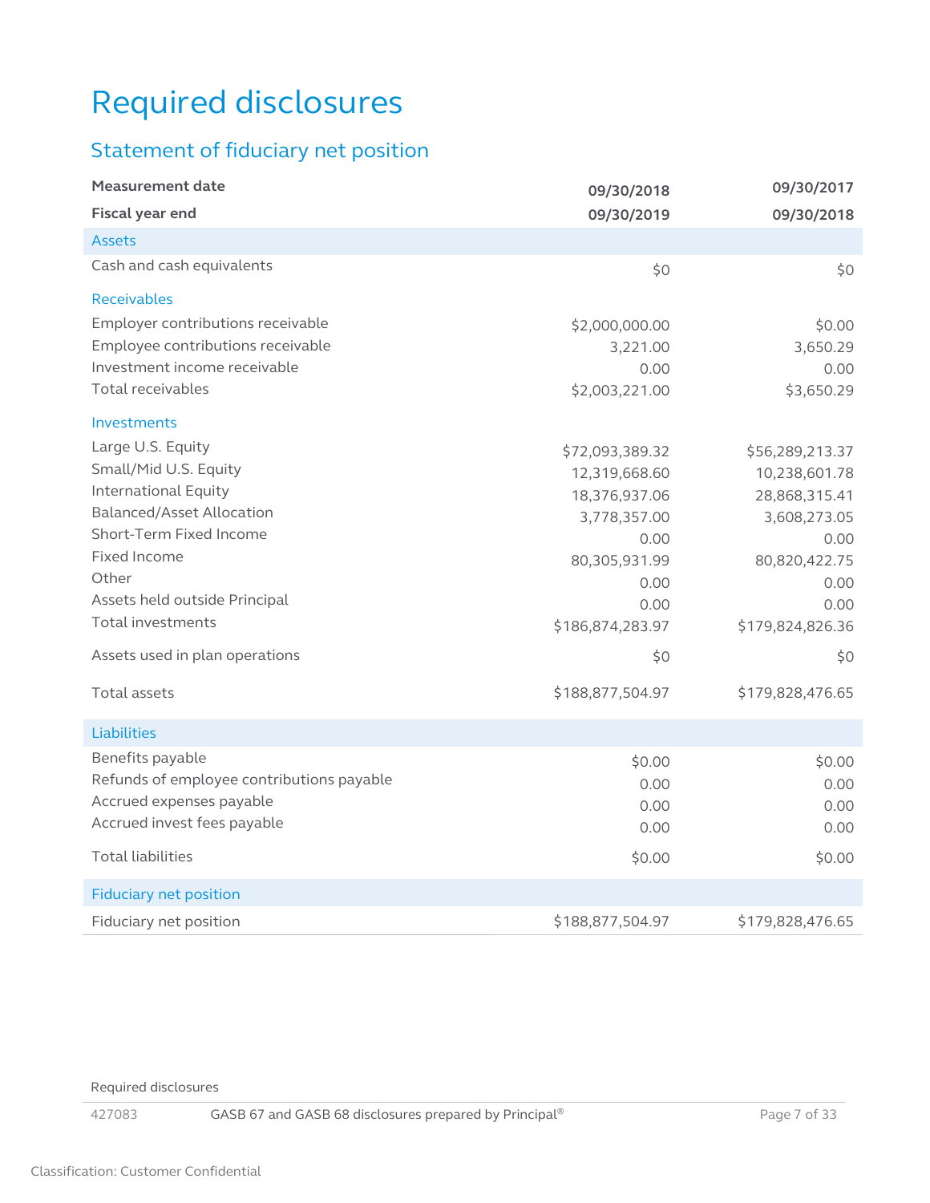# Required disclosures

## Statement of fiduciary net position

| Measurement date | 09/30/2018 | 09/30/2017 |
|---|---|---|
| **Fiscal year end** | **09/30/2019** | **09/30/2018** |
| **Assets** | | |
| Cash and cash equivalents | $0 | $0 |
| **Receivables** | | |
| Employer contributions receivable | $2,000,000.00 | $0.00 |
| Employee contributions receivable | 3,221.00 | 3,650.29 |
| Investment income receivable | 0.00 | 0.00 |
| Total receivables | $2,003,221.00 | $3,650.29 |
| **Investments** | | |
| Large U.S. Equity | $72,093,389.32 | $56,289,213.37 |
| Small/Mid U.S. Equity | 12,319,668.60 | 10,238,601.78 |
| International Equity | 18,376,937.06 | 28,868,315.41 |
| Balanced/Asset Allocation | 3,778,357.00 | 3,608,273.05 |
| Short-Term Fixed Income | 0.00 | 0.00 |
| Fixed Income | 80,305,931.99 | 80,820,422.75 |
| Other | 0.00 | 0.00 |
| Assets held outside Principal | 0.00 | 0.00 |
| Total investments | $186,874,283.97 | $179,824,826.36 |
| Assets used in plan operations | $0 | $0 |
| Total assets | $188,877,504.97 | $179,828,476.65 |
| **Liabilities** | | |
| Benefits payable | $0.00 | $0.00 |
| Refunds of employee contributions payable | 0.00 | 0.00 |
| Accrued expenses payable | 0.00 | 0.00 |
| Accrued invest fees payable | 0.00 | 0.00 |
| Total liabilities | $0.00 | $0.00 |
| **Fiduciary net position** | | |
| Fiduciary net position | $188,877,504.97 | $179,828,476.65 |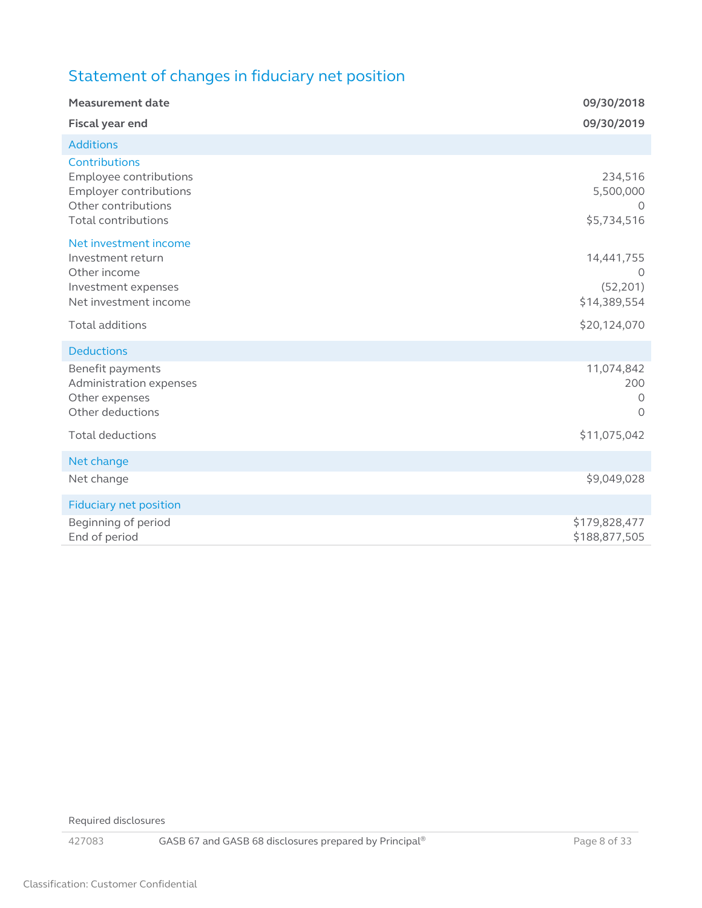## Statement of changes in fiduciary net position

| | |
|---|---|
| **Measurement date** | **09/30/2018** |
| **Fiscal year end** | **09/30/2019** |
| **Additions** | |
| **Contributions** | |
| Employee contributions | 234,516 |
| Employer contributions | 5,500,000 |
| Other contributions | 0 |
| Total contributions | $5,734,516 |
| **Net investment income** | |
| Investment return | 14,441,755 |
| Other income | 0 |
| Investment expenses | (52,201) |
| Net investment income | $14,389,554 |
| Total additions | $20,124,070 |
| **Deductions** | |
| Benefit payments | 11,074,842 |
| Administration expenses | 200 |
| Other expenses | 0 |
| Other deductions | 0 |
| Total deductions | $11,075,042 |
| **Net change** | |
| Net change | $9,049,028 |
| **Fiduciary net position** | |
| Beginning of period | $179,828,477 |
| End of period | $188,877,505 |

Required disclosures

Classification: Customer Confidential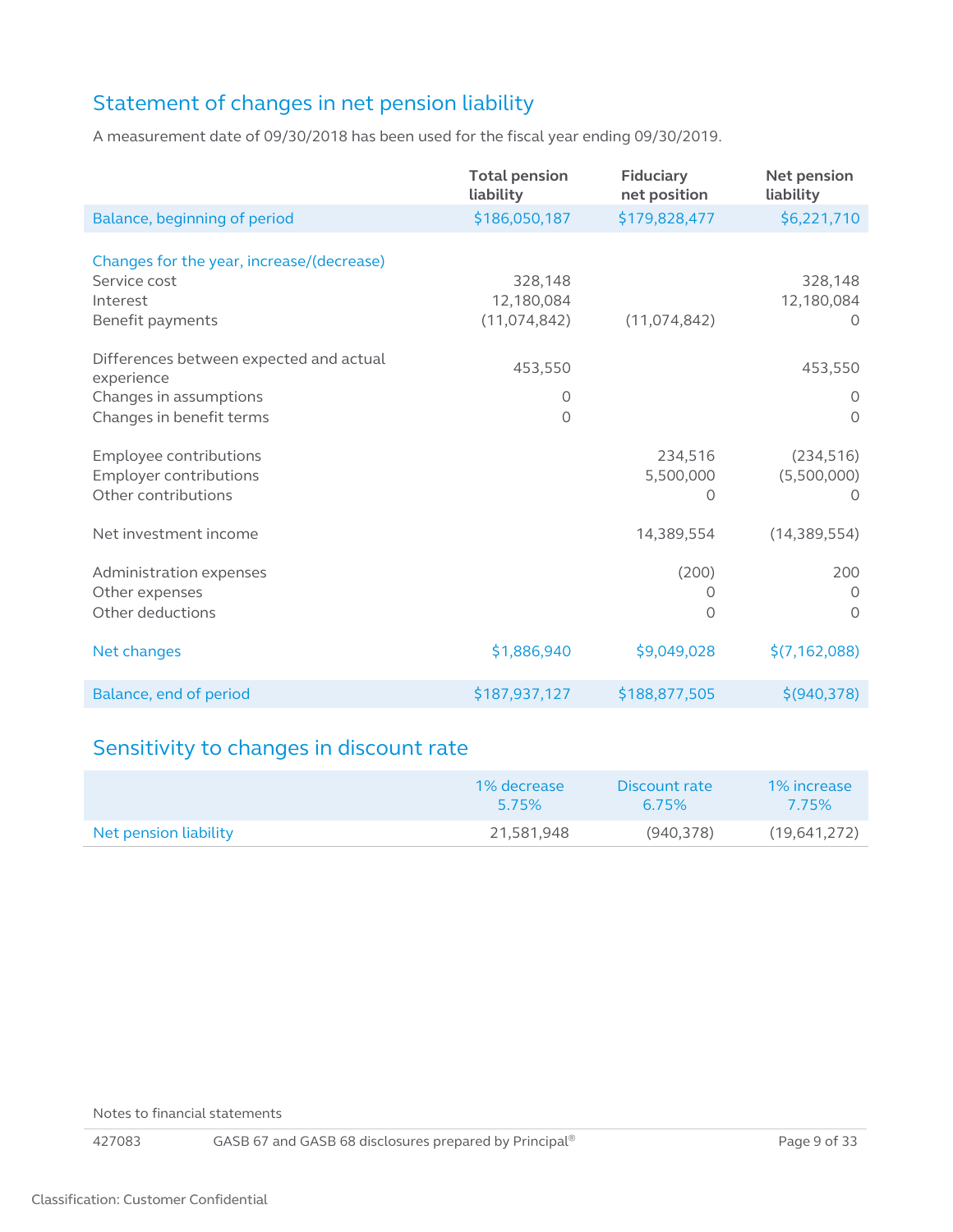## Statement of changes in net pension liability

A measurement date of 09/30/2018 has been used for the fiscal year ending 09/30/2019.

| | Total pension liability | Fiduciary net position | Net pension liability |
|---|---|---|---|
| Balance, beginning of period | $186,050,187 | $179,828,477 | $6,221,710 |
| | | | |
| Changes for the year, increase/(decrease) | | | |
| Service cost | 328,148 | | 328,148 |
| Interest | 12,180,084 | | 12,180,084 |
| Benefit payments | (11,074,842) | (11,074,842) | 0 |
| | | | |
| Differences between expected and actual experience | 453,550 | | 453,550 |
| Changes in assumptions | 0 | | 0 |
| Changes in benefit terms | 0 | | 0 |
| | | | |
| Employee contributions | | 234,516 | (234,516) |
| Employer contributions | | 5,500,000 | (5,500,000) |
| Other contributions | | 0 | 0 |
| | | | |
| Net investment income | | 14,389,554 | (14,389,554) |
| | | | |
| Administration expenses | | (200) | 200 |
| Other expenses | | 0 | 0 |
| Other deductions | | 0 | 0 |
| | | | |
| Net changes | $1,886,940 | $9,049,028 | $(7,162,088) |
| | | | |
| Balance, end of period | $187,937,127 | $188,877,505 | $(940,378) |

## Sensitivity to changes in discount rate

| | 1% decrease 5.75% | Discount rate 6.75% | 1% increase 7.75% |
|---|---|---|---|
| Net pension liability | 21,581,948 | (940,378) | (19,641,272) |

Notes to financial statements

427083 GASB 67 and GASB 68 disclosures prepared by Principal®

Classification: Customer Confidential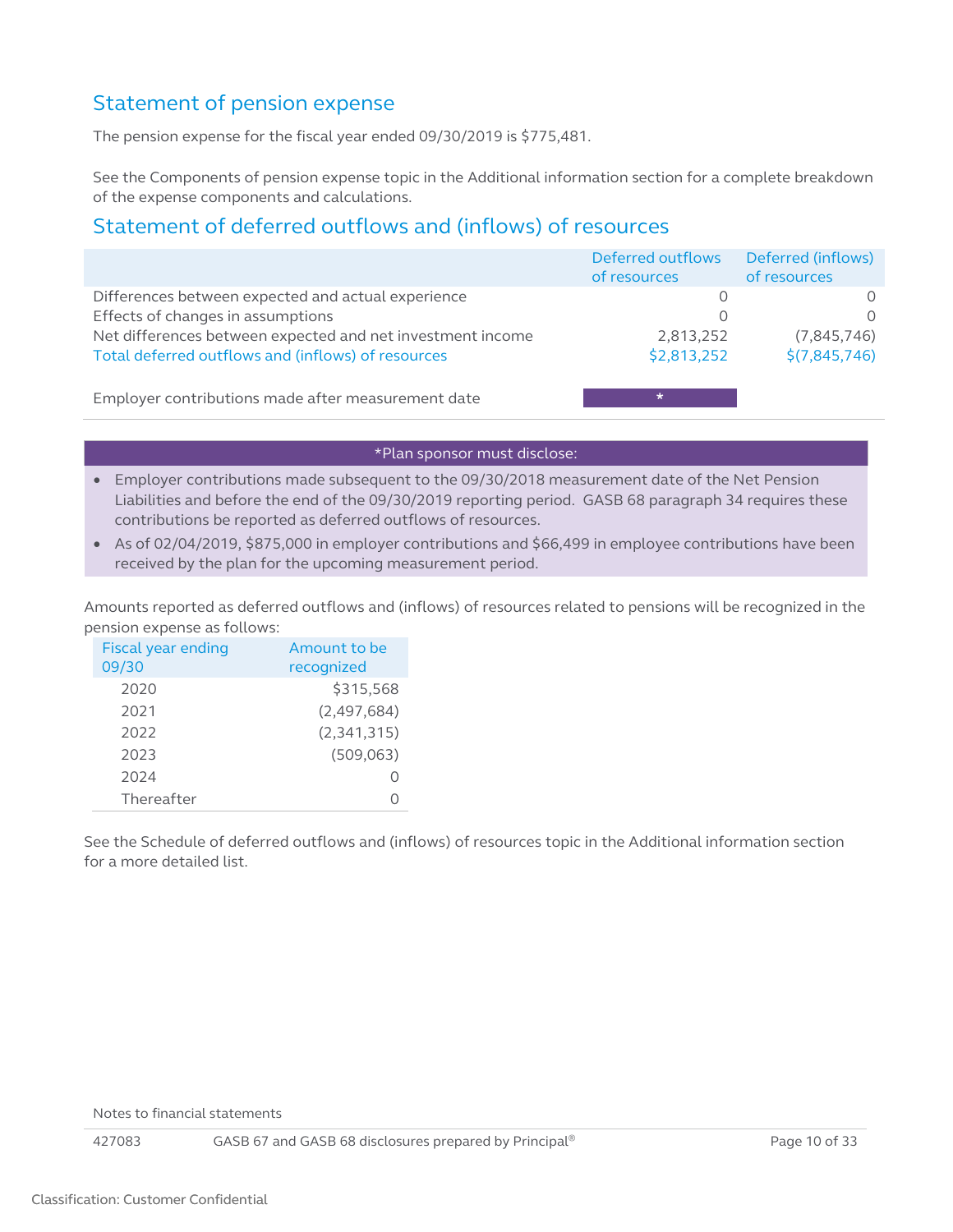## Statement of pension expense

The pension expense for the fiscal year ended 09/30/2019 is $775,481.

See the Components of pension expense topic in the Additional information section for a complete breakdown of the expense components and calculations.

## Statement of deferred outflows and (inflows) of resources

| | Deferred outflows of resources | Deferred (inflows) of resources |
|---|---|---|
| Differences between expected and actual experience | 0 | 0 |
| Effects of changes in assumptions | 0 | 0 |
| Net differences between expected and net investment income | 2,813,252 | (7,845,746) |
| Total deferred outflows and (inflows) of resources | $2,813,252 | $(7,845,746) |
| | | |
| Employer contributions made after measurement date | * | |

*Plan sponsor must disclose:

- Employer contributions made subsequent to the 09/30/2018 measurement date of the Net Pension Liabilities and before the end of the 09/30/2019 reporting period. GASB 68 paragraph 34 requires these contributions be reported as deferred outflows of resources.
- As of 02/04/2019, $875,000 in employer contributions and $66,499 in employee contributions have been received by the plan for the upcoming measurement period.

Amounts reported as deferred outflows and (inflows) of resources related to pensions will be recognized in the pension expense as follows:

| Fiscal year ending 09/30 | Amount to be recognized |
|---|---|
| 2020 | $315,568 |
| 2021 | (2,497,684) |
| 2022 | (2,341,315) |
| 2023 | (509,063) |
| 2024 | 0 |
| Thereafter | 0 |

See the Schedule of deferred outflows and (inflows) of resources topic in the Additional information section for a more detailed list.

Notes to financial statements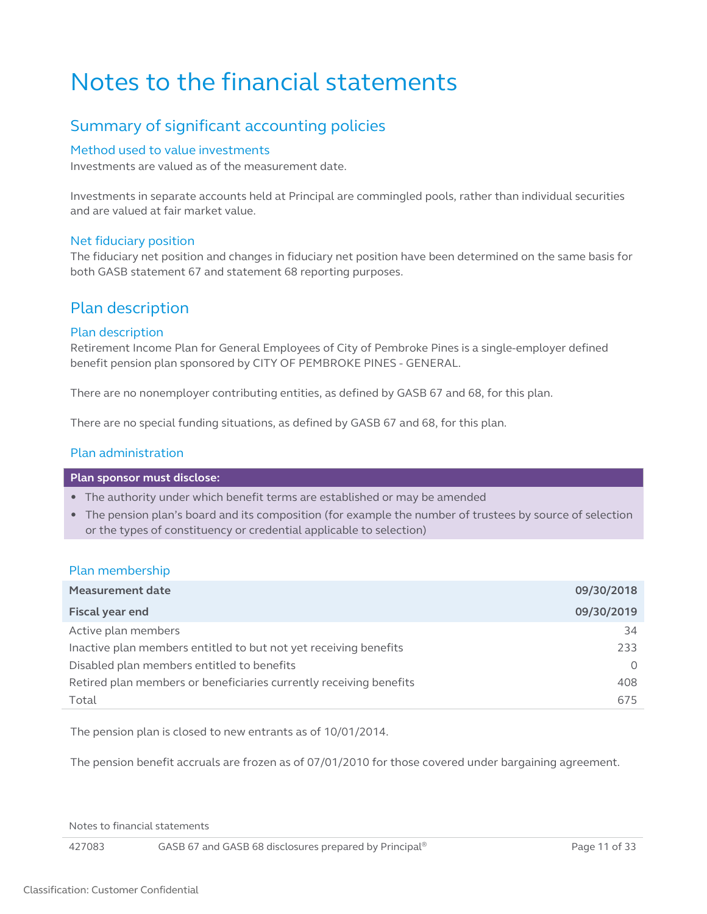# Notes to the financial statements

## Summary of significant accounting policies

### Method used to value investments

Investments are valued as of the measurement date.

Investments in separate accounts held at Principal are commingled pools, rather than individual securities and are valued at fair market value.

### Net fiduciary position

The fiduciary net position and changes in fiduciary net position have been determined on the same basis for both GASB statement 67 and statement 68 reporting purposes.

## Plan description

### Plan description

Retirement Income Plan for General Employees of City of Pembroke Pines is a single-employer defined benefit pension plan sponsored by CITY OF PEMBROKE PINES - GENERAL.

There are no nonemployer contributing entities, as defined by GASB 67 and 68, for this plan.

There are no special funding situations, as defined by GASB 67 and 68, for this plan.

### Plan administration

**Plan sponsor must disclose:**

- The authority under which benefit terms are established or may be amended
- The pension plan's board and its composition (for example the number of trustees by source of selection or the types of constituency or credential applicable to selection)

### Plan membership

| Measurement date | 09/30/2018 |
|---|---|
| **Fiscal year end** | **09/30/2019** |
| Active plan members | 34 |
| Inactive plan members entitled to but not yet receiving benefits | 233 |
| Disabled plan members entitled to benefits | 0 |
| Retired plan members or beneficiaries currently receiving benefits | 408 |
| Total | 675 |

The pension plan is closed to new entrants as of 10/01/2014.

The pension benefit accruals are frozen as of 07/01/2010 for those covered under bargaining agreement.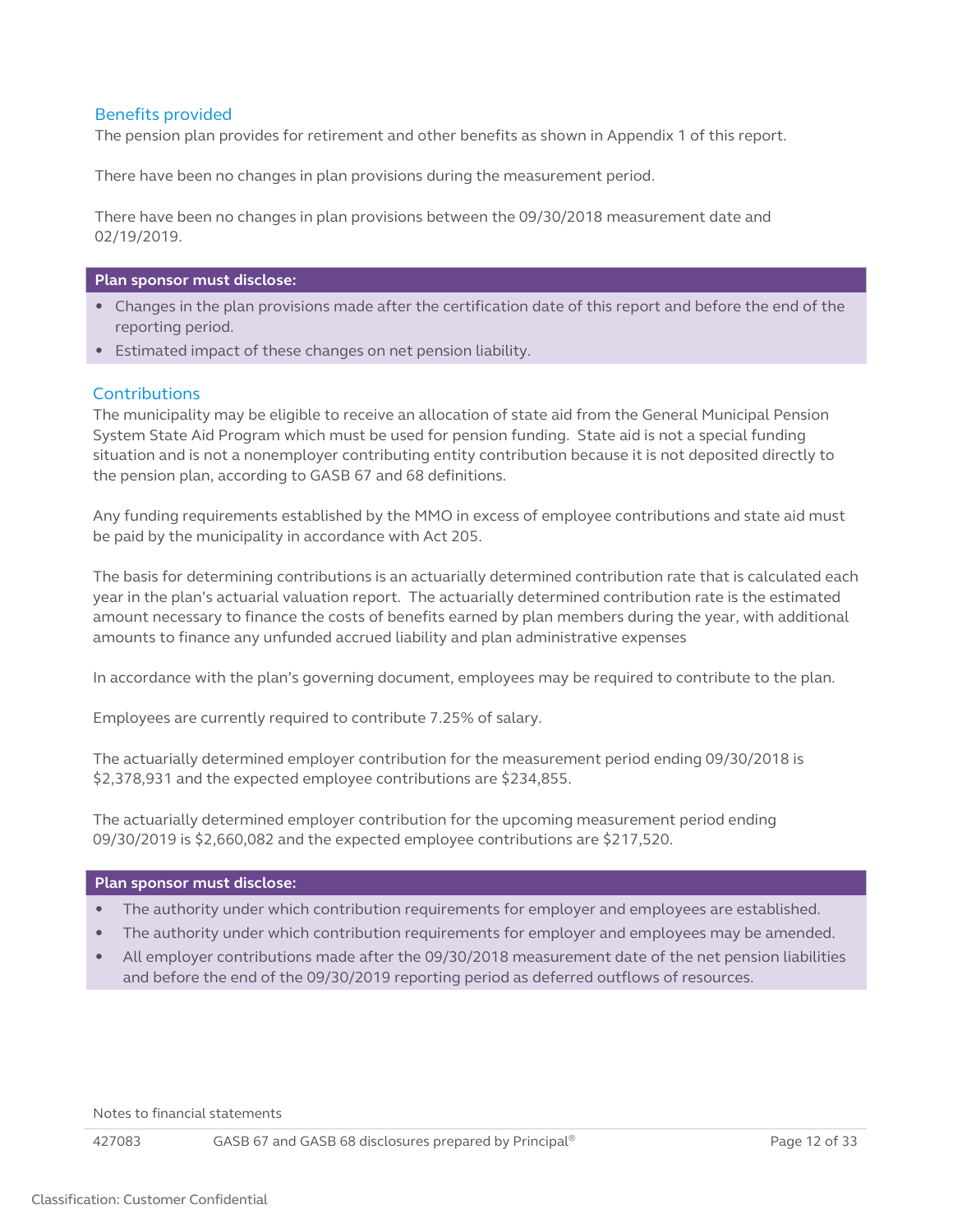## Benefits provided

The pension plan provides for retirement and other benefits as shown in Appendix 1 of this report.

There have been no changes in plan provisions during the measurement period.

There have been no changes in plan provisions between the 09/30/2018 measurement date and 02/19/2019.

**Plan sponsor must disclose:**

- Changes in the plan provisions made after the certification date of this report and before the end of the reporting period.
- Estimated impact of these changes on net pension liability.

## Contributions

The municipality may be eligible to receive an allocation of state aid from the General Municipal Pension System State Aid Program which must be used for pension funding. State aid is not a special funding situation and is not a nonemployer contributing entity contribution because it is not deposited directly to the pension plan, according to GASB 67 and 68 definitions.

Any funding requirements established by the MMO in excess of employee contributions and state aid must be paid by the municipality in accordance with Act 205.

The basis for determining contributions is an actuarially determined contribution rate that is calculated each year in the plan's actuarial valuation report. The actuarially determined contribution rate is the estimated amount necessary to finance the costs of benefits earned by plan members during the year, with additional amounts to finance any unfunded accrued liability and plan administrative expenses

In accordance with the plan's governing document, employees may be required to contribute to the plan.

Employees are currently required to contribute 7.25% of salary.

The actuarially determined employer contribution for the measurement period ending 09/30/2018 is $2,378,931 and the expected employee contributions are $234,855.

The actuarially determined employer contribution for the upcoming measurement period ending 09/30/2019 is $2,660,082 and the expected employee contributions are $217,520.

**Plan sponsor must disclose:**

- The authority under which contribution requirements for employer and employees are established.
- The authority under which contribution requirements for employer and employees may be amended.
- All employer contributions made after the 09/30/2018 measurement date of the net pension liabilities and before the end of the 09/30/2019 reporting period as deferred outflows of resources.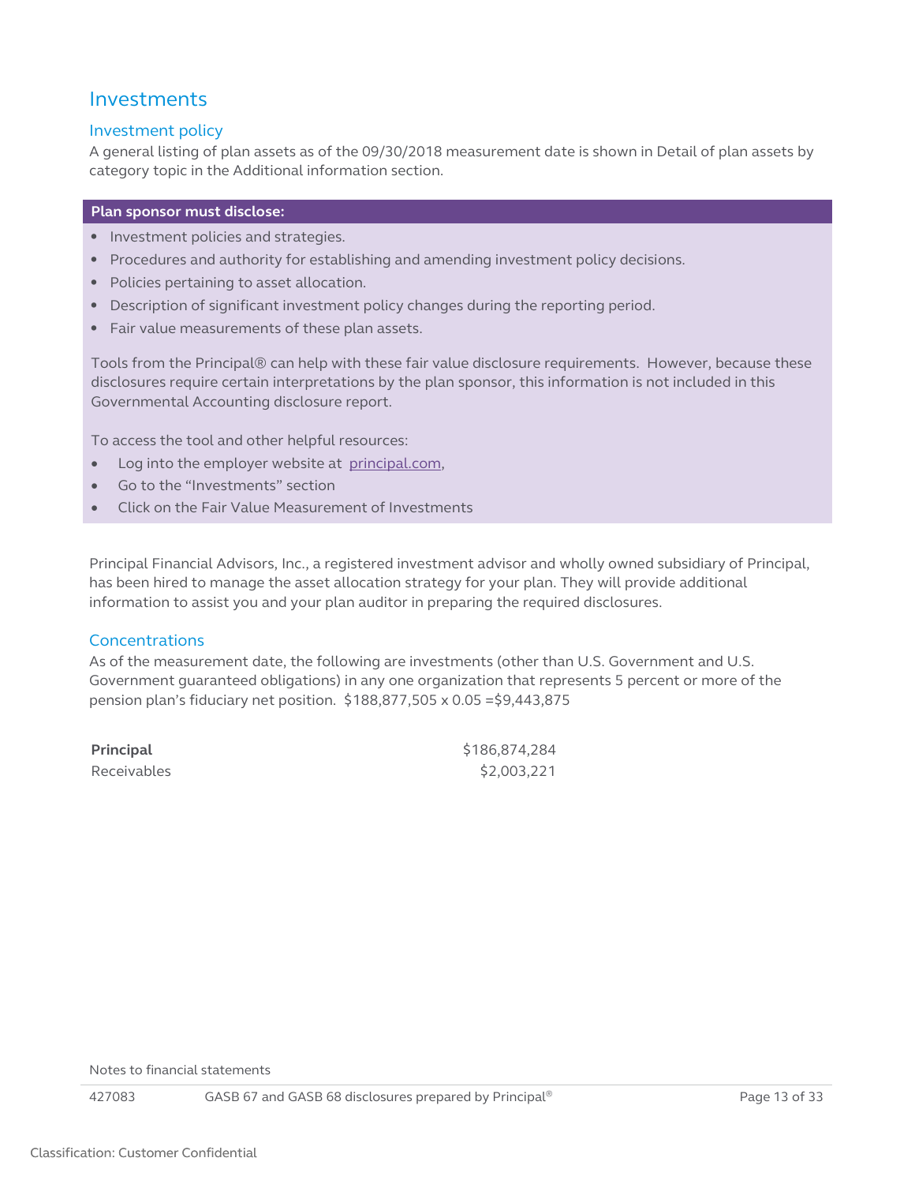# Investments

## Investment policy

A general listing of plan assets as of the 09/30/2018 measurement date is shown in Detail of plan assets by category topic in the Additional information section.

**Plan sponsor must disclose:**

- Investment policies and strategies.
- Procedures and authority for establishing and amending investment policy decisions.
- Policies pertaining to asset allocation.
- Description of significant investment policy changes during the reporting period.
- Fair value measurements of these plan assets.

Tools from the Principal® can help with these fair value disclosure requirements. However, because these disclosures require certain interpretations by the plan sponsor, this information is not included in this Governmental Accounting disclosure report.

To access the tool and other helpful resources:

- Log into the employer website at principal.com,
- Go to the "Investments" section
- Click on the Fair Value Measurement of Investments

Principal Financial Advisors, Inc., a registered investment advisor and wholly owned subsidiary of Principal, has been hired to manage the asset allocation strategy for your plan. They will provide additional information to assist you and your plan auditor in preparing the required disclosures.

## Concentrations

As of the measurement date, the following are investments (other than U.S. Government and U.S. Government guaranteed obligations) in any one organization that represents 5 percent or more of the pension plan's fiduciary net position. $188,877,505 x 0.05 =$9,443,875

| | |
|---|---|
| **Principal** | $186,874,284 |
| Receivables | $2,003,221 |

Notes to financial statements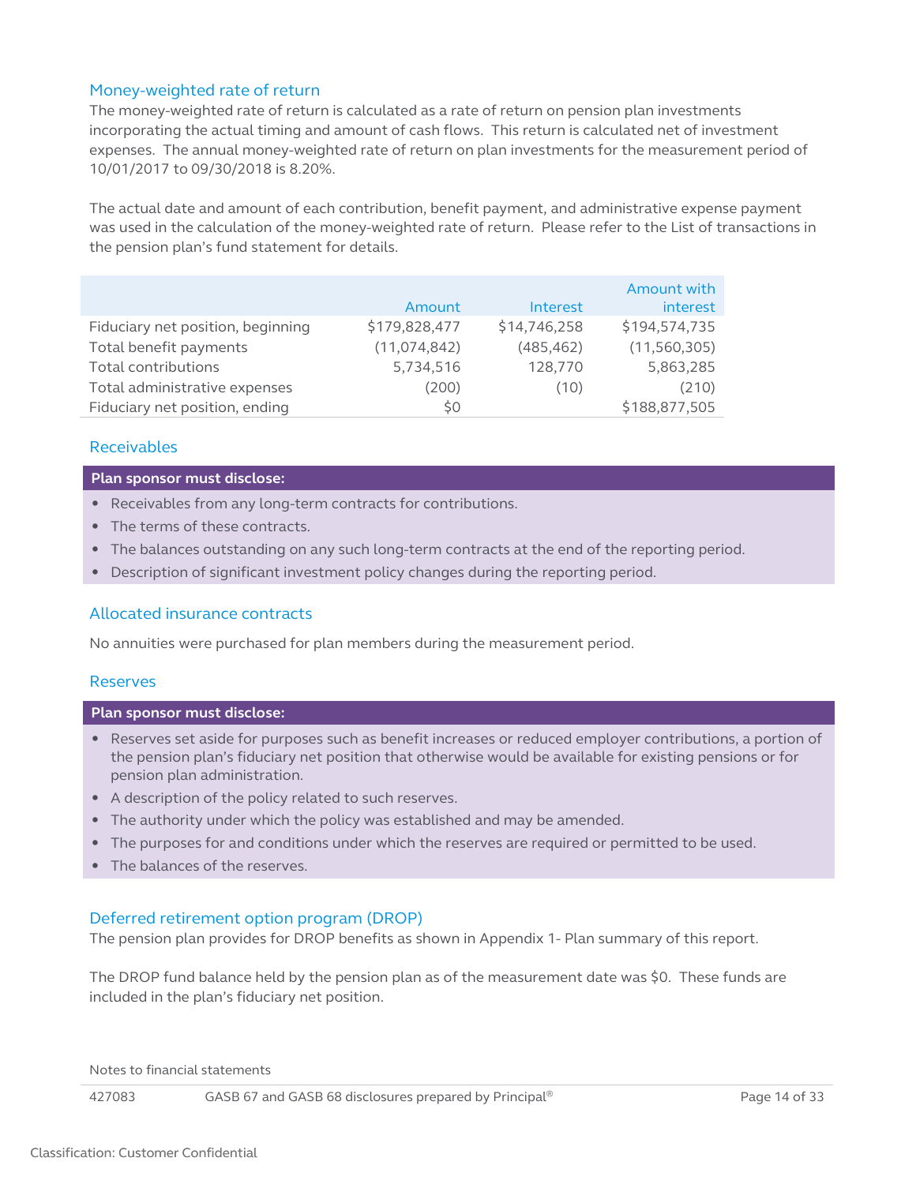### Money-weighted rate of return

The money-weighted rate of return is calculated as a rate of return on pension plan investments incorporating the actual timing and amount of cash flows. This return is calculated net of investment expenses. The annual money-weighted rate of return on plan investments for the measurement period of 10/01/2017 to 09/30/2018 is 8.20%.

The actual date and amount of each contribution, benefit payment, and administrative expense payment was used in the calculation of the money-weighted rate of return. Please refer to the List of transactions in the pension plan's fund statement for details.

| | Amount | Interest | Amount with interest |
|---|---|---|---|
| Fiduciary net position, beginning | $179,828,477 | $14,746,258 | $194,574,735 |
| Total benefit payments | (11,074,842) | (485,462) | (11,560,305) |
| Total contributions | 5,734,516 | 128,770 | 5,863,285 |
| Total administrative expenses | (200) | (10) | (210) |
| Fiduciary net position, ending | $0 | | $188,877,505 |

### Receivables

**Plan sponsor must disclose:**

- Receivables from any long-term contracts for contributions.
- The terms of these contracts.
- The balances outstanding on any such long-term contracts at the end of the reporting period.
- Description of significant investment policy changes during the reporting period.

### Allocated insurance contracts

No annuities were purchased for plan members during the measurement period.

### Reserves

**Plan sponsor must disclose:**

- Reserves set aside for purposes such as benefit increases or reduced employer contributions, a portion of the pension plan's fiduciary net position that otherwise would be available for existing pensions or for pension plan administration.
- A description of the policy related to such reserves.
- The authority under which the policy was established and may be amended.
- The purposes for and conditions under which the reserves are required or permitted to be used.
- The balances of the reserves.

### Deferred retirement option program (DROP)

The pension plan provides for DROP benefits as shown in Appendix 1- Plan summary of this report.

The DROP fund balance held by the pension plan as of the measurement date was $0. These funds are included in the plan's fiduciary net position.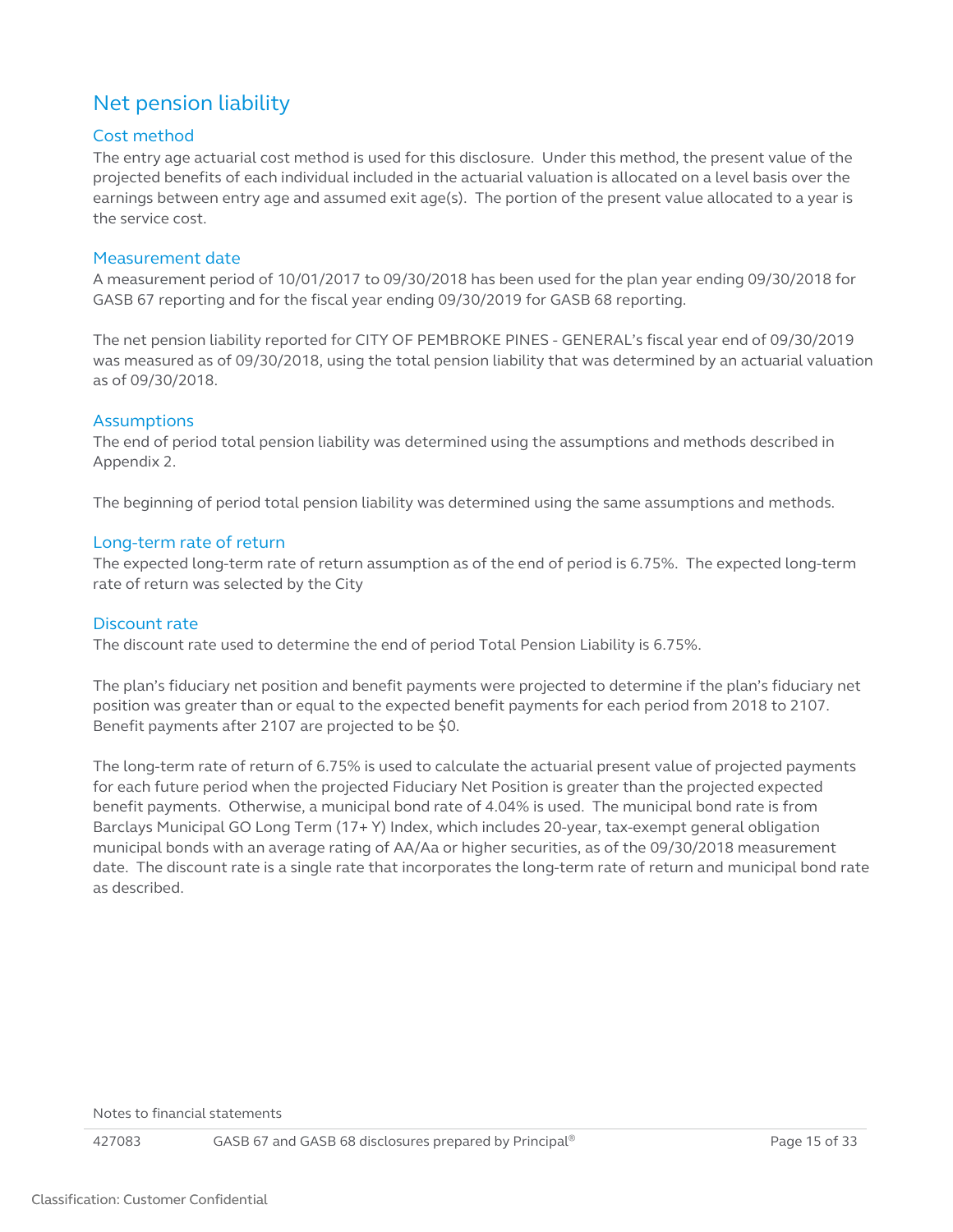# Net pension liability

## Cost method

The entry age actuarial cost method is used for this disclosure. Under this method, the present value of the projected benefits of each individual included in the actuarial valuation is allocated on a level basis over the earnings between entry age and assumed exit age(s). The portion of the present value allocated to a year is the service cost.

## Measurement date

A measurement period of 10/01/2017 to 09/30/2018 has been used for the plan year ending 09/30/2018 for GASB 67 reporting and for the fiscal year ending 09/30/2019 for GASB 68 reporting.

The net pension liability reported for CITY OF PEMBROKE PINES - GENERAL's fiscal year end of 09/30/2019 was measured as of 09/30/2018, using the total pension liability that was determined by an actuarial valuation as of 09/30/2018.

## Assumptions

The end of period total pension liability was determined using the assumptions and methods described in Appendix 2.

The beginning of period total pension liability was determined using the same assumptions and methods.

## Long-term rate of return

The expected long-term rate of return assumption as of the end of period is 6.75%. The expected long-term rate of return was selected by the City

## Discount rate

The discount rate used to determine the end of period Total Pension Liability is 6.75%.

The plan's fiduciary net position and benefit payments were projected to determine if the plan's fiduciary net position was greater than or equal to the expected benefit payments for each period from 2018 to 2107. Benefit payments after 2107 are projected to be $0.

The long-term rate of return of 6.75% is used to calculate the actuarial present value of projected payments for each future period when the projected Fiduciary Net Position is greater than the projected expected benefit payments. Otherwise, a municipal bond rate of 4.04% is used. The municipal bond rate is from Barclays Municipal GO Long Term (17+ Y) Index, which includes 20-year, tax-exempt general obligation municipal bonds with an average rating of AA/Aa or higher securities, as of the 09/30/2018 measurement date. The discount rate is a single rate that incorporates the long-term rate of return and municipal bond rate as described.

Notes to financial statements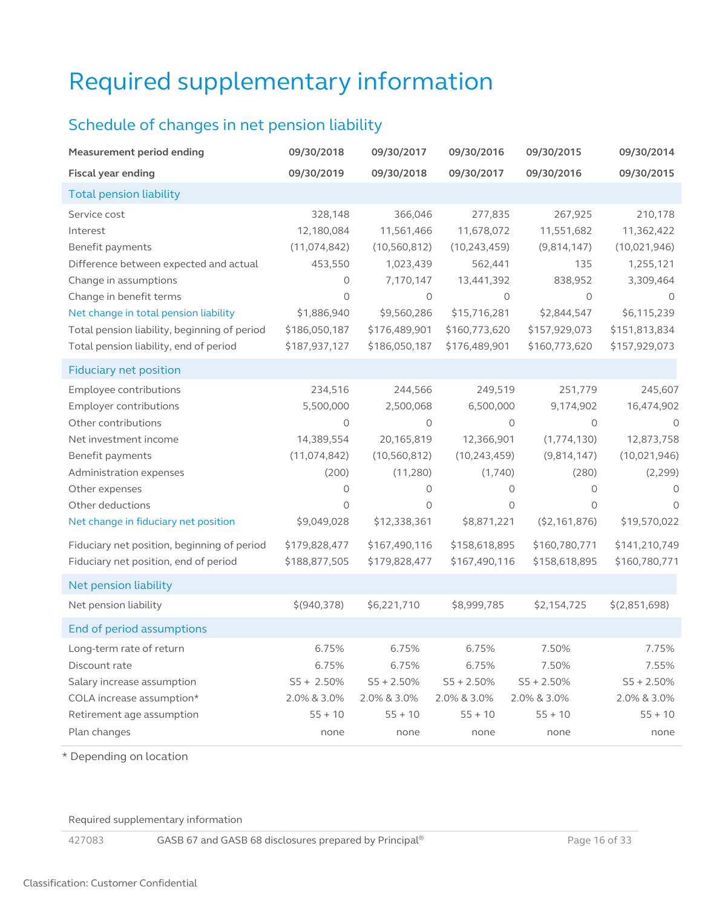# Required supplementary information

## Schedule of changes in net pension liability

| Measurement period ending | 09/30/2018 | 09/30/2017 | 09/30/2016 | 09/30/2015 | 09/30/2014 |
|---|---|---|---|---|---|
| **Fiscal year ending** | **09/30/2019** | **09/30/2018** | **09/30/2017** | **09/30/2016** | **09/30/2015** |
| **Total pension liability** | | | | | |
| Service cost | 328,148 | 366,046 | 277,835 | 267,925 | 210,178 |
| Interest | 12,180,084 | 11,561,466 | 11,678,072 | 11,551,682 | 11,362,422 |
| Benefit payments | (11,074,842) | (10,560,812) | (10,243,459) | (9,814,147) | (10,021,946) |
| Difference between expected and actual | 453,550 | 1,023,439 | 562,441 | 135 | 1,255,121 |
| Change in assumptions | 0 | 7,170,147 | 13,441,392 | 838,952 | 3,309,464 |
| Change in benefit terms | 0 | 0 | 0 | 0 | 0 |
| Net change in total pension liability | $1,886,940 | $9,560,286 | $15,716,281 | $2,844,547 | $6,115,239 |
| Total pension liability, beginning of period | $186,050,187 | $176,489,901 | $160,773,620 | $157,929,073 | $151,813,834 |
| Total pension liability, end of period | $187,937,127 | $186,050,187 | $176,489,901 | $160,773,620 | $157,929,073 |
| **Fiduciary net position** | | | | | |
| Employee contributions | 234,516 | 244,566 | 249,519 | 251,779 | 245,607 |
| Employer contributions | 5,500,000 | 2,500,068 | 6,500,000 | 9,174,902 | 16,474,902 |
| Other contributions | 0 | 0 | 0 | 0 | 0 |
| Net investment income | 14,389,554 | 20,165,819 | 12,366,901 | (1,774,130) | 12,873,758 |
| Benefit payments | (11,074,842) | (10,560,812) | (10,243,459) | (9,814,147) | (10,021,946) |
| Administration expenses | (200) | (11,280) | (1,740) | (280) | (2,299) |
| Other expenses | 0 | 0 | 0 | 0 | 0 |
| Other deductions | 0 | 0 | 0 | 0 | 0 |
| Net change in fiduciary net position | $9,049,028 | $12,338,361 | $8,871,221 | ($2,161,876) | $19,570,022 |
| Fiduciary net position, beginning of period | $179,828,477 | $167,490,116 | $158,618,895 | $160,780,771 | $141,210,749 |
| Fiduciary net position, end of period | $188,877,505 | $179,828,477 | $167,490,116 | $158,618,895 | $160,780,771 |
| **Net pension liability** | | | | | |
| Net pension liability | $(940,378) | $6,221,710 | $8,999,785 | $2,154,725 | $(2,851,698) |
| **End of period assumptions** | | | | | |
| Long-term rate of return | 6.75% | 6.75% | 6.75% | 7.50% | 7.75% |
| Discount rate | 6.75% | 6.75% | 6.75% | 7.50% | 7.55% |
| Salary increase assumption | S5 + 2.50% | S5 + 2.50% | S5 + 2.50% | S5 + 2.50% | S5 + 2.50% |
| COLA increase assumption* | 2.0% & 3.0% | 2.0% & 3.0% | 2.0% & 3.0% | 2.0% & 3.0% | 2.0% & 3.0% |
| Retirement age assumption | 55 + 10 | 55 + 10 | 55 + 10 | 55 + 10 | 55 + 10 |
| Plan changes | none | none | none | none | none |

\* Depending on location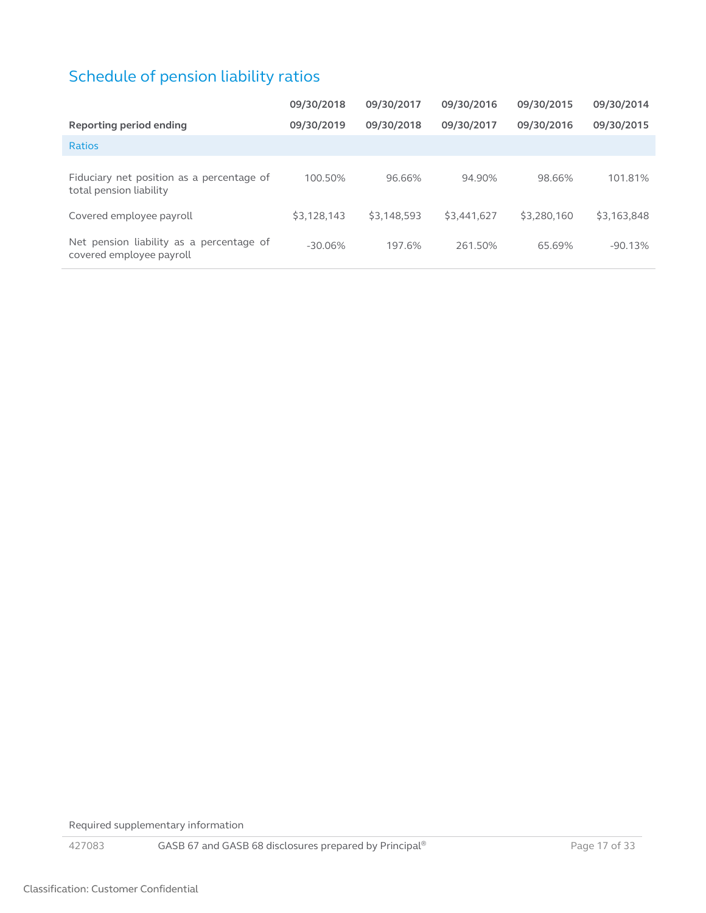## Schedule of pension liability ratios

| | 09/30/2018 | 09/30/2017 | 09/30/2016 | 09/30/2015 | 09/30/2014 |
|---|---|---|---|---|---|
| **Reporting period ending** | **09/30/2019** | **09/30/2018** | **09/30/2017** | **09/30/2016** | **09/30/2015** |
| Ratios | | | | | |
| Fiduciary net position as a percentage of total pension liability | 100.50% | 96.66% | 94.90% | 98.66% | 101.81% |
| Covered employee payroll | $3,128,143 | $3,148,593 | $3,441,627 | $3,280,160 | $3,163,848 |
| Net pension liability as a percentage of covered employee payroll | -30.06% | 197.6% | 261.50% | 65.69% | -90.13% |

Required supplementary information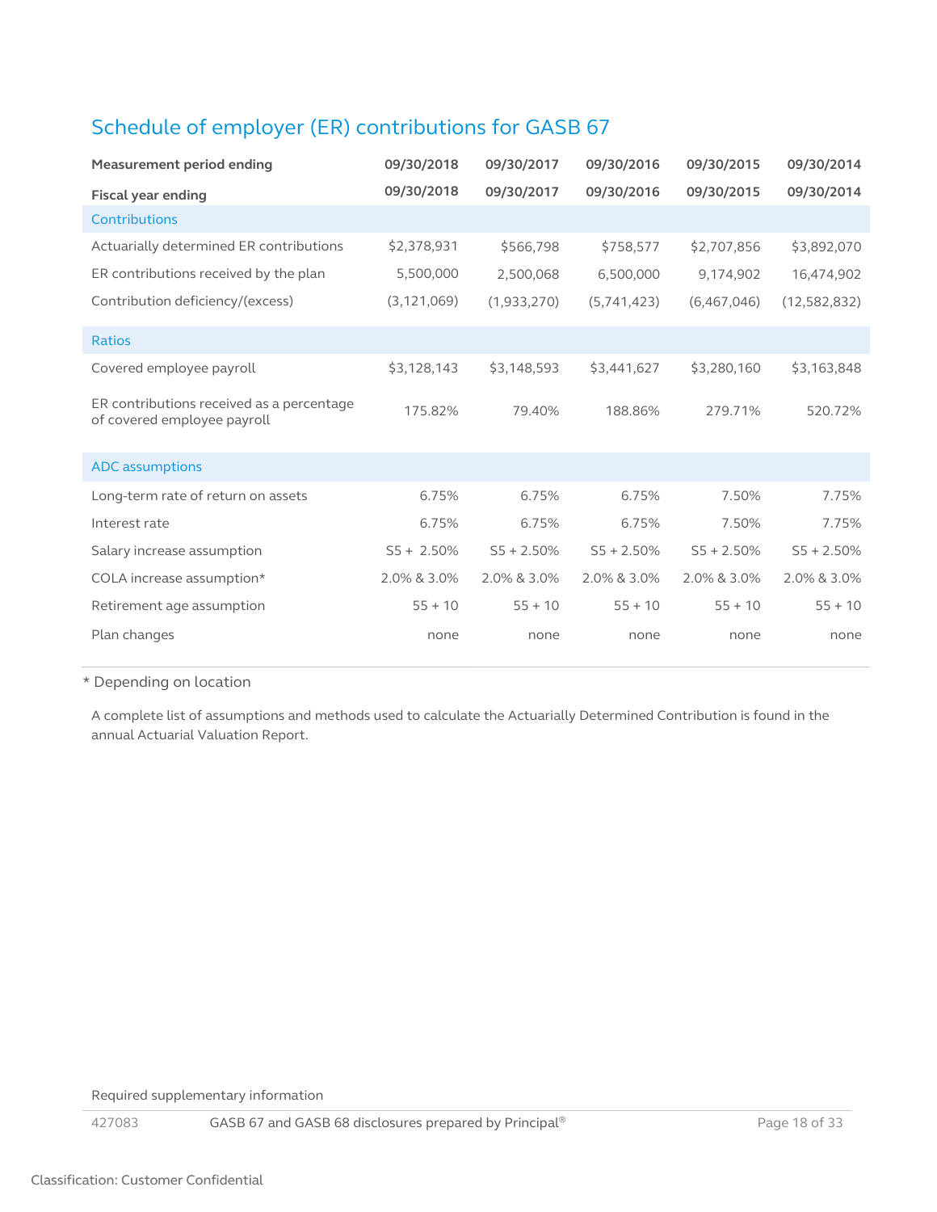## Schedule of employer (ER) contributions for GASB 67

| Measurement period ending | 09/30/2018 | 09/30/2017 | 09/30/2016 | 09/30/2015 | 09/30/2014 |
|---|---|---|---|---|---|
| **Fiscal year ending** | **09/30/2018** | **09/30/2017** | **09/30/2016** | **09/30/2015** | **09/30/2014** |
| Contributions | | | | | |
| Actuarially determined ER contributions | $2,378,931 | $566,798 | $758,577 | $2,707,856 | $3,892,070 |
| ER contributions received by the plan | 5,500,000 | 2,500,068 | 6,500,000 | 9,174,902 | 16,474,902 |
| Contribution deficiency/(excess) | (3,121,069) | (1,933,270) | (5,741,423) | (6,467,046) | (12,582,832) |
| Ratios | | | | | |
| Covered employee payroll | $3,128,143 | $3,148,593 | $3,441,627 | $3,280,160 | $3,163,848 |
| ER contributions received as a percentage of covered employee payroll | 175.82% | 79.40% | 188.86% | 279.71% | 520.72% |
| ADC assumptions | | | | | |
| Long-term rate of return on assets | 6.75% | 6.75% | 6.75% | 7.50% | 7.75% |
| Interest rate | 6.75% | 6.75% | 6.75% | 7.50% | 7.75% |
| Salary increase assumption | S5 + 2.50% | S5 + 2.50% | S5 + 2.50% | S5 + 2.50% | S5 + 2.50% |
| COLA increase assumption* | 2.0% & 3.0% | 2.0% & 3.0% | 2.0% & 3.0% | 2.0% & 3.0% | 2.0% & 3.0% |
| Retirement age assumption | 55 + 10 | 55 + 10 | 55 + 10 | 55 + 10 | 55 + 10 |
| Plan changes | none | none | none | none | none |

\* Depending on location

A complete list of assumptions and methods used to calculate the Actuarially Determined Contribution is found in the annual Actuarial Valuation Report.

Required supplementary information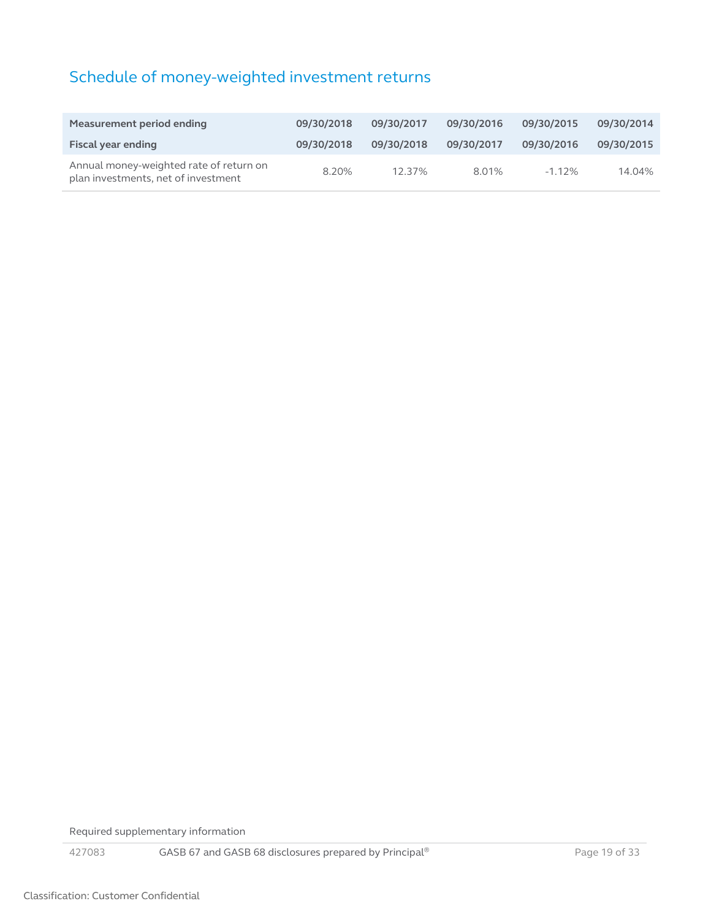## Schedule of money-weighted investment returns

| Measurement period ending | 09/30/2018 | 09/30/2017 | 09/30/2016 | 09/30/2015 | 09/30/2014 |
|---|---|---|---|---|---|
| **Fiscal year ending** | **09/30/2018** | **09/30/2018** | **09/30/2017** | **09/30/2016** | **09/30/2015** |
| Annual money-weighted rate of return on plan investments, net of investment | 8.20% | 12.37% | 8.01% | -1.12% | 14.04% |

Required supplementary information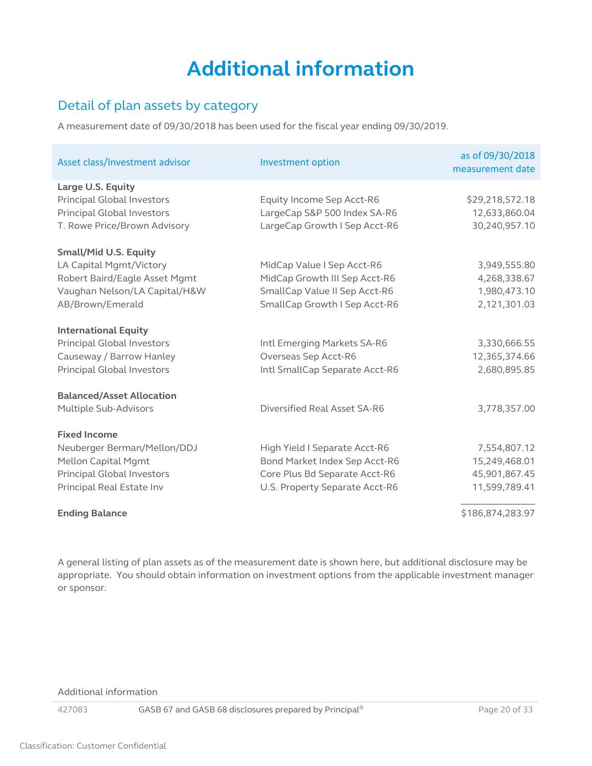# Additional information

## Detail of plan assets by category

A measurement date of 09/30/2018 has been used for the fiscal year ending 09/30/2019.

| Asset class/Investment advisor | Investment option | as of 09/30/2018 measurement date |
|---|---|---|
| **Large U.S. Equity** | | |
| Principal Global Investors | Equity Income Sep Acct-R6 | $29,218,572.18 |
| Principal Global Investors | LargeCap S&P 500 Index SA-R6 | 12,633,860.04 |
| T. Rowe Price/Brown Advisory | LargeCap Growth I Sep Acct-R6 | 30,240,957.10 |
| **Small/Mid U.S. Equity** | | |
| LA Capital Mgmt/Victory | MidCap Value I Sep Acct-R6 | 3,949,555.80 |
| Robert Baird/Eagle Asset Mgmt | MidCap Growth III Sep Acct-R6 | 4,268,338.67 |
| Vaughan Nelson/LA Capital/H&W | SmallCap Value II Sep Acct-R6 | 1,980,473.10 |
| AB/Brown/Emerald | SmallCap Growth I Sep Acct-R6 | 2,121,301.03 |
| **International Equity** | | |
| Principal Global Investors | Intl Emerging Markets SA-R6 | 3,330,666.55 |
| Causeway / Barrow Hanley | Overseas Sep Acct-R6 | 12,365,374.66 |
| Principal Global Investors | Intl SmallCap Separate Acct-R6 | 2,680,895.85 |
| **Balanced/Asset Allocation** | | |
| Multiple Sub-Advisors | Diversified Real Asset SA-R6 | 3,778,357.00 |
| **Fixed Income** | | |
| Neuberger Berman/Mellon/DDJ | High Yield I Separate Acct-R6 | 7,554,807.12 |
| Mellon Capital Mgmt | Bond Market Index Sep Acct-R6 | 15,249,468.01 |
| Principal Global Investors | Core Plus Bd Separate Acct-R6 | 45,901,867.45 |
| Principal Real Estate Inv | U.S. Property Separate Acct-R6 | 11,599,789.41 |
| **Ending Balance** | | $186,874,283.97 |

A general listing of plan assets as of the measurement date is shown here, but additional disclosure may be appropriate. You should obtain information on investment options from the applicable investment manager or sponsor.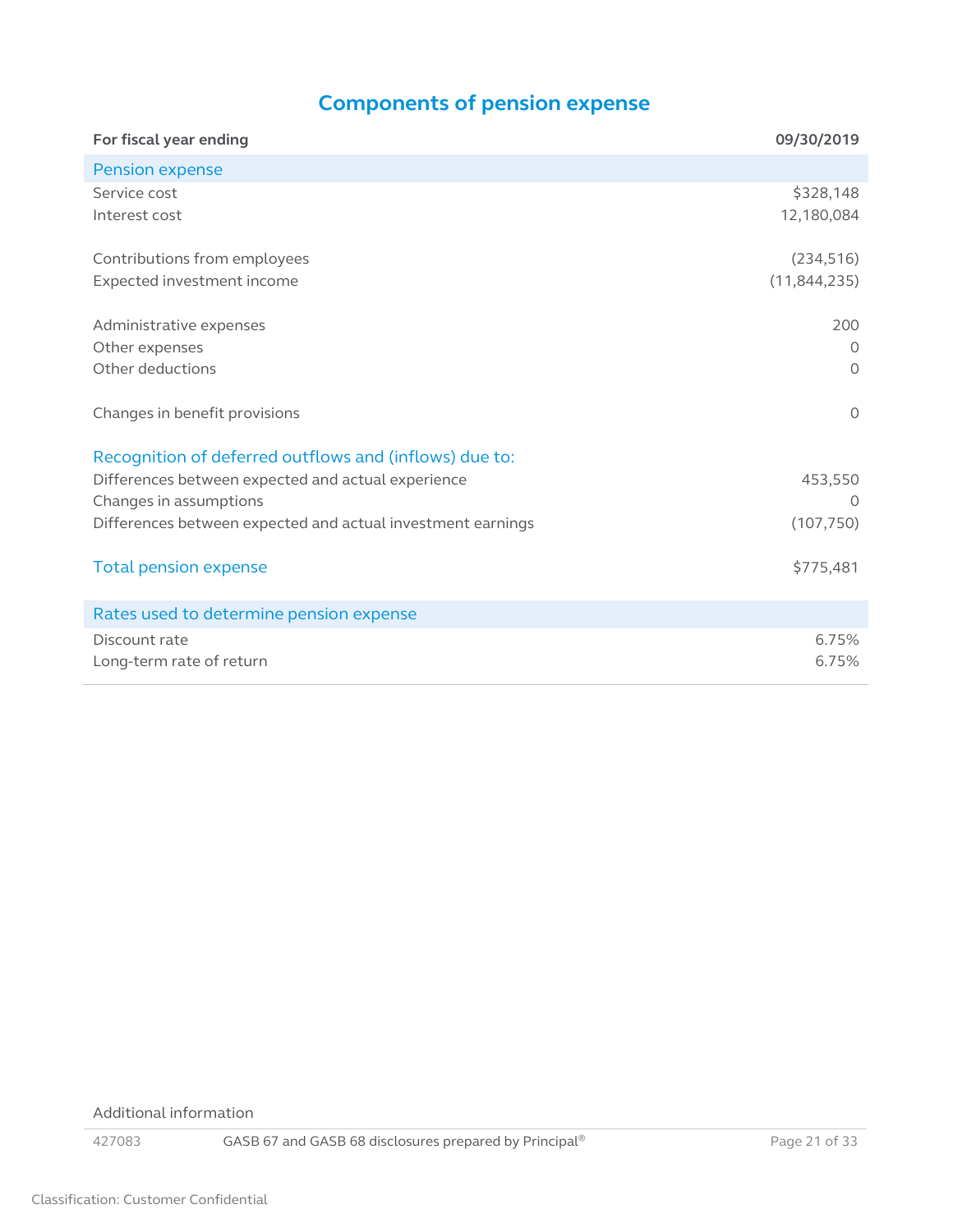# Components of pension expense

| For fiscal year ending | 09/30/2019 |
| --- | --- |
| **Pension expense** | |
| Service cost | $328,148 |
| Interest cost | 12,180,084 |
| | |
| Contributions from employees | (234,516) |
| Expected investment income | (11,844,235) |
| | |
| Administrative expenses | 200 |
| Other expenses | 0 |
| Other deductions | 0 |
| | |
| Changes in benefit provisions | 0 |
| | |
| **Recognition of deferred outflows and (inflows) due to:** | |
| Differences between expected and actual experience | 453,550 |
| Changes in assumptions | 0 |
| Differences between expected and actual investment earnings | (107,750) |
| | |
| **Total pension expense** | $775,481 |
| **Rates used to determine pension expense** | |
| Discount rate | 6.75% |
| Long-term rate of return | 6.75% |

Additional information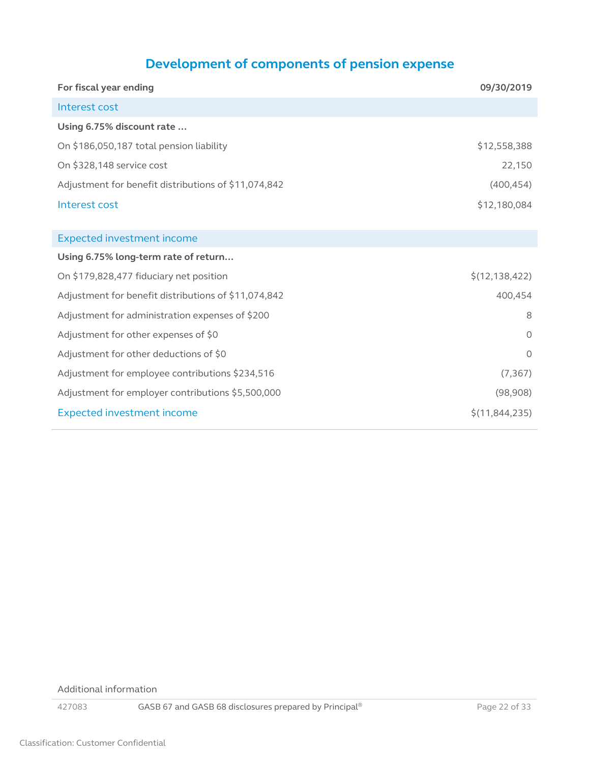# Development of components of pension expense

| For fiscal year ending | 09/30/2019 |
|---|---|
| **Interest cost** | |
| **Using 6.75% discount rate ...** | |
| On $186,050,187 total pension liability | $12,558,388 |
| On $328,148 service cost | 22,150 |
| Adjustment for benefit distributions of $11,074,842 | (400,454) |
| Interest cost | $12,180,084 |
| **Expected investment income** | |
| **Using 6.75% long-term rate of return...** | |
| On $179,828,477 fiduciary net position | $(12,138,422) |
| Adjustment for benefit distributions of $11,074,842 | 400,454 |
| Adjustment for administration expenses of $200 | 8 |
| Adjustment for other expenses of $0 | 0 |
| Adjustment for other deductions of $0 | 0 |
| Adjustment for employee contributions $234,516 | (7,367) |
| Adjustment for employer contributions $5,500,000 | (98,908) |
| Expected investment income | $(11,844,235) |

Additional information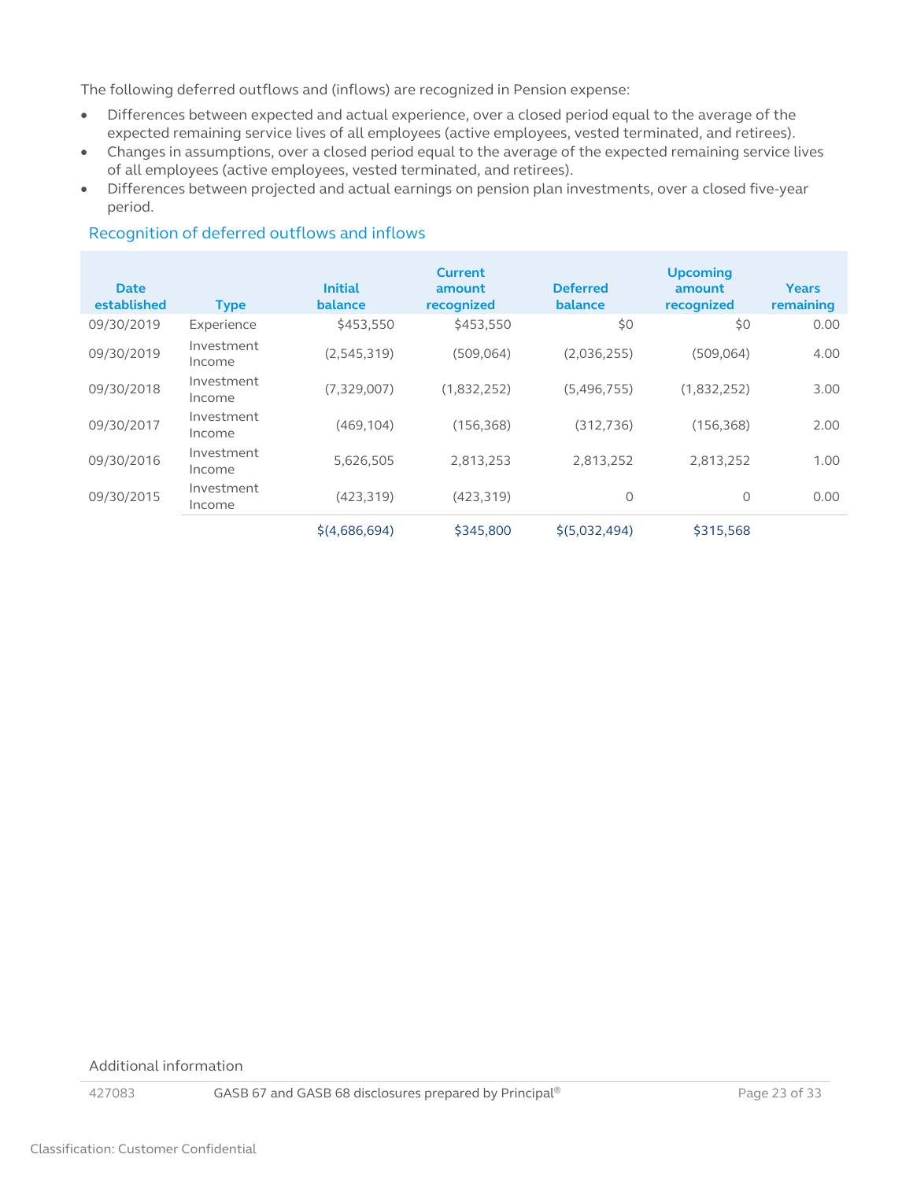The following deferred outflows and (inflows) are recognized in Pension expense:

- Differences between expected and actual experience, over a closed period equal to the average of the expected remaining service lives of all employees (active employees, vested terminated, and retirees).
- Changes in assumptions, over a closed period equal to the average of the expected remaining service lives of all employees (active employees, vested terminated, and retirees).
- Differences between projected and actual earnings on pension plan investments, over a closed five-year period.

## Recognition of deferred outflows and inflows

| Date established | Type | Initial balance | Current amount recognized | Deferred balance | Upcoming amount recognized | Years remaining |
|---|---|---|---|---|---|---|
| 09/30/2019 | Experience | $453,550 | $453,550 | $0 | $0 | 0.00 |
| 09/30/2019 | Investment Income | (2,545,319) | (509,064) | (2,036,255) | (509,064) | 4.00 |
| 09/30/2018 | Investment Income | (7,329,007) | (1,832,252) | (5,496,755) | (1,832,252) | 3.00 |
| 09/30/2017 | Investment Income | (469,104) | (156,368) | (312,736) | (156,368) | 2.00 |
| 09/30/2016 | Investment Income | 5,626,505 | 2,813,253 | 2,813,252 | 2,813,252 | 1.00 |
| 09/30/2015 | Investment Income | (423,319) | (423,319) | 0 | 0 | 0.00 |
| | | $(4,686,694) | $345,800 | $(5,032,494) | $315,568 | |

Additional information

427083 GASB 67 and GASB 68 disclosures prepared by Principal®

Classification: Customer Confidential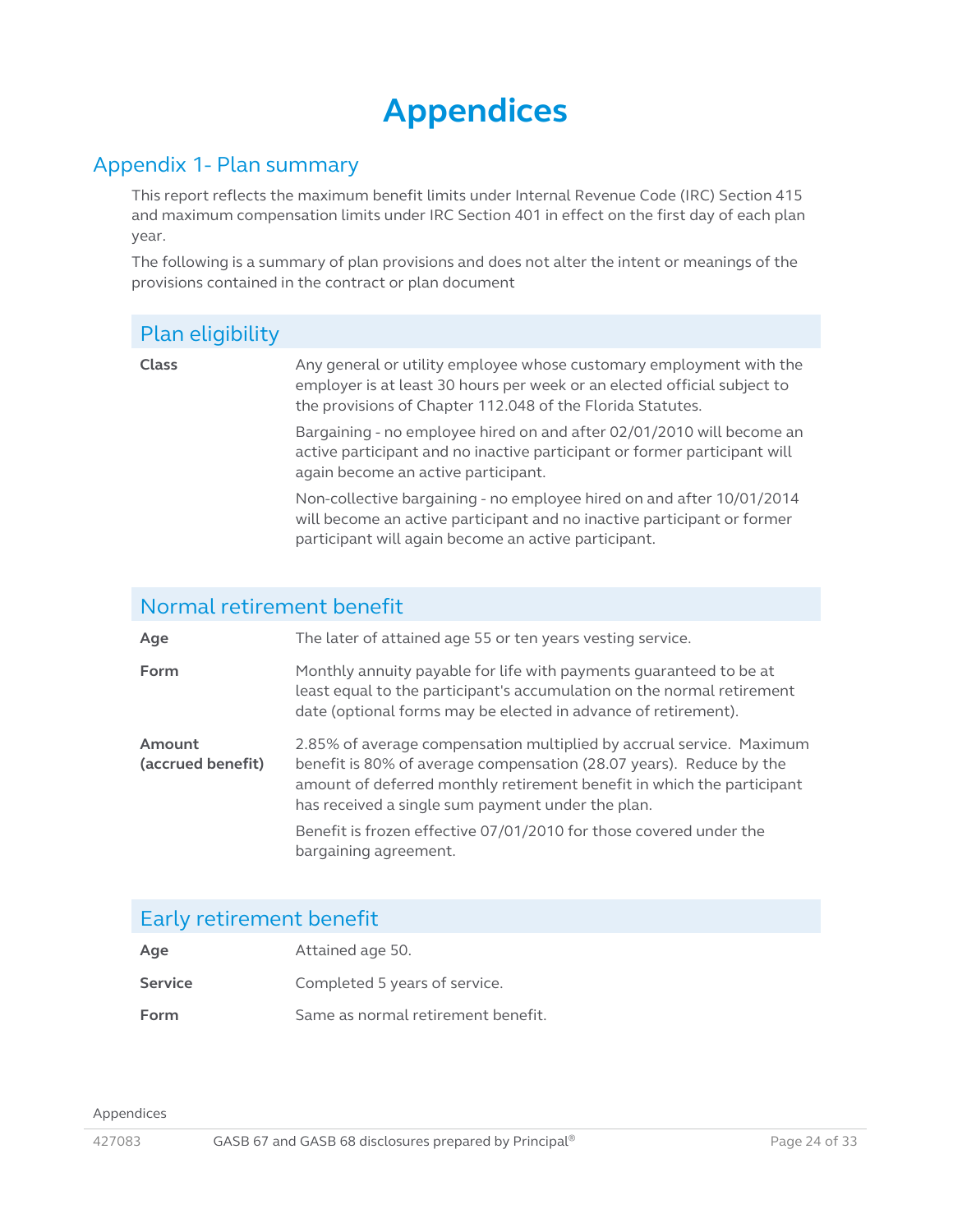# Appendices

## Appendix 1- Plan summary

This report reflects the maximum benefit limits under Internal Revenue Code (IRC) Section 415 and maximum compensation limits under IRC Section 401 in effect on the first day of each plan year.

The following is a summary of plan provisions and does not alter the intent or meanings of the provisions contained in the contract or plan document

### Plan eligibility

| | |
|---|---|
| **Class** | Any general or utility employee whose customary employment with the employer is at least 30 hours per week or an elected official subject to the provisions of Chapter 112.048 of the Florida Statutes.<br><br>Bargaining - no employee hired on and after 02/01/2010 will become an active participant and no inactive participant or former participant will again become an active participant.<br><br>Non-collective bargaining - no employee hired on and after 10/01/2014 will become an active participant and no inactive participant or former participant will again become an active participant. |

### Normal retirement benefit

| | |
|---|---|
| **Age** | The later of attained age 55 or ten years vesting service. |
| **Form** | Monthly annuity payable for life with payments guaranteed to be at least equal to the participant's accumulation on the normal retirement date (optional forms may be elected in advance of retirement). |
| **Amount (accrued benefit)** | 2.85% of average compensation multiplied by accrual service. Maximum benefit is 80% of average compensation (28.07 years). Reduce by the amount of deferred monthly retirement benefit in which the participant has received a single sum payment under the plan.<br><br>Benefit is frozen effective 07/01/2010 for those covered under the bargaining agreement. |

### Early retirement benefit

| | |
|---|---|
| **Age** | Attained age 50. |
| **Service** | Completed 5 years of service. |
| **Form** | Same as normal retirement benefit. |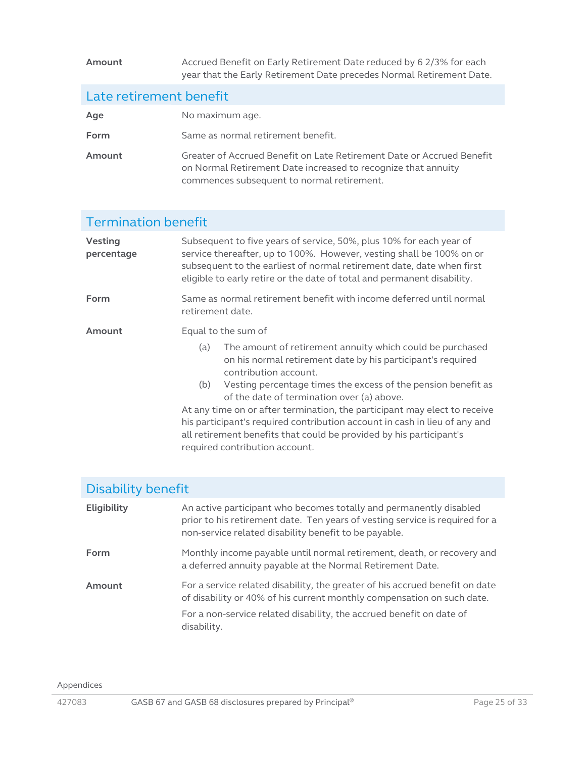**Amount** Accrued Benefit on Early Retirement Date reduced by 6 2/3% for each year that the Early Retirement Date precedes Normal Retirement Date.

## Late retirement benefit

**Age** No maximum age.

**Form** Same as normal retirement benefit.

**Amount** Greater of Accrued Benefit on Late Retirement Date or Accrued Benefit on Normal Retirement Date increased to recognize that annuity commences subsequent to normal retirement.

## Termination benefit

**Vesting percentage** Subsequent to five years of service, 50%, plus 10% for each year of service thereafter, up to 100%. However, vesting shall be 100% on or subsequent to the earliest of normal retirement date, date when first eligible to early retire or the date of total and permanent disability.

**Form** Same as normal retirement benefit with income deferred until normal retirement date.

**Amount** Equal to the sum of

(a) The amount of retirement annuity which could be purchased on his normal retirement date by his participant's required contribution account.

(b) Vesting percentage times the excess of the pension benefit as of the date of termination over (a) above.

At any time on or after termination, the participant may elect to receive his participant's required contribution account in cash in lieu of any and all retirement benefits that could be provided by his participant's required contribution account.

## Disability benefit

**Eligibility** An active participant who becomes totally and permanently disabled prior to his retirement date. Ten years of vesting service is required for a non-service related disability benefit to be payable.

**Form** Monthly income payable until normal retirement, death, or recovery and a deferred annuity payable at the Normal Retirement Date.

**Amount** For a service related disability, the greater of his accrued benefit on date of disability or 40% of his current monthly compensation on such date.

For a non-service related disability, the accrued benefit on date of disability.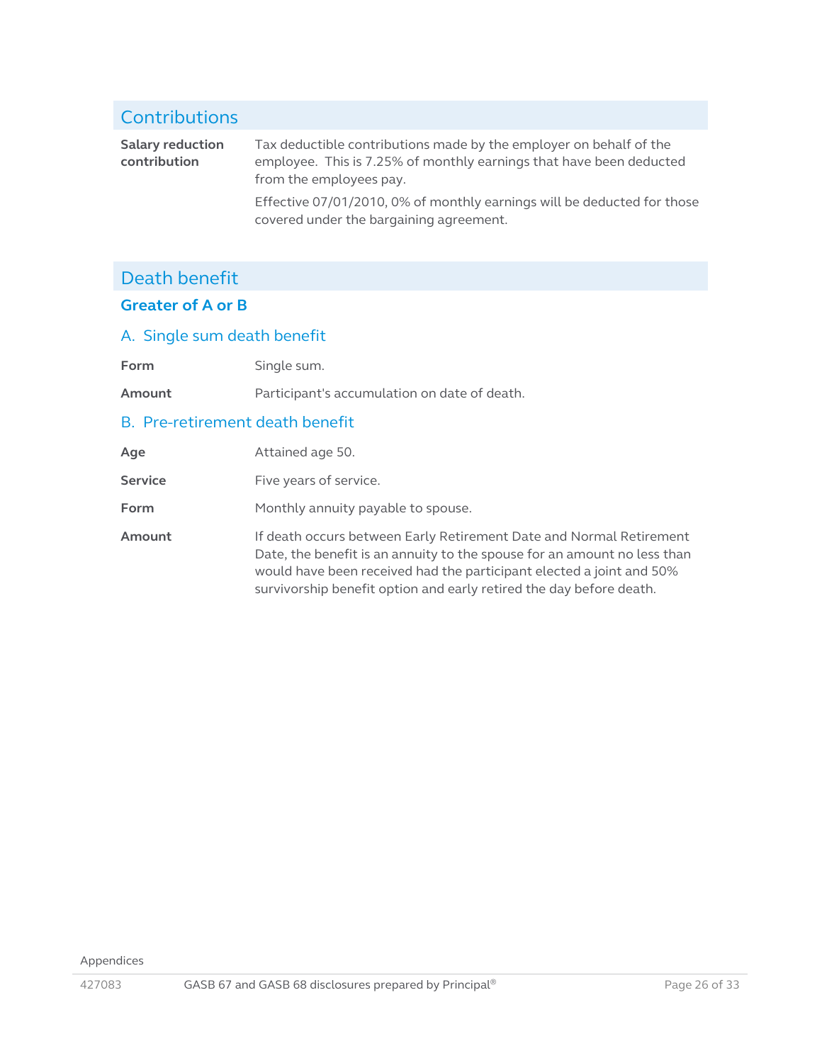## Contributions

| | |
|---|---|
| **Salary reduction contribution** | Tax deductible contributions made by the employer on behalf of the employee. This is 7.25% of monthly earnings that have been deducted from the employees pay.<br><br>Effective 07/01/2010, 0% of monthly earnings will be deducted for those covered under the bargaining agreement. |

## Death benefit

### Greater of A or B

### A. Single sum death benefit

| | |
|---|---|
| **Form** | Single sum. |
| **Amount** | Participant's accumulation on date of death. |

### B. Pre-retirement death benefit

| | |
|---|---|
| **Age** | Attained age 50. |
| **Service** | Five years of service. |
| **Form** | Monthly annuity payable to spouse. |
| **Amount** | If death occurs between Early Retirement Date and Normal Retirement Date, the benefit is an annuity to the spouse for an amount no less than would have been received had the participant elected a joint and 50% survivorship benefit option and early retired the day before death. |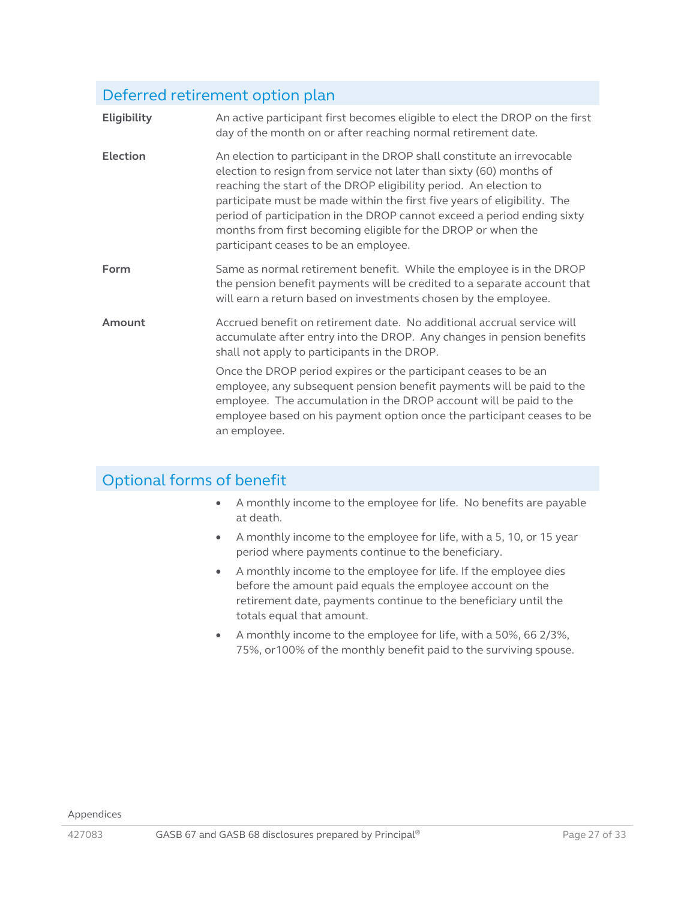## Deferred retirement option plan

| | |
|---|---|
| **Eligibility** | An active participant first becomes eligible to elect the DROP on the first day of the month on or after reaching normal retirement date. |
| **Election** | An election to participant in the DROP shall constitute an irrevocable election to resign from service not later than sixty (60) months of reaching the start of the DROP eligibility period. An election to participate must be made within the first five years of eligibility. The period of participation in the DROP cannot exceed a period ending sixty months from first becoming eligible for the DROP or when the participant ceases to be an employee. |
| **Form** | Same as normal retirement benefit. While the employee is in the DROP the pension benefit payments will be credited to a separate account that will earn a return based on investments chosen by the employee. |
| **Amount** | Accrued benefit on retirement date. No additional accrual service will accumulate after entry into the DROP. Any changes in pension benefits shall not apply to participants in the DROP.<br><br>Once the DROP period expires or the participant ceases to be an employee, any subsequent pension benefit payments will be paid to the employee. The accumulation in the DROP account will be paid to the employee based on his payment option once the participant ceases to be an employee. |

## Optional forms of benefit

- A monthly income to the employee for life. No benefits are payable at death.
- A monthly income to the employee for life, with a 5, 10, or 15 year period where payments continue to the beneficiary.
- A monthly income to the employee for life. If the employee dies before the amount paid equals the employee account on the retirement date, payments continue to the beneficiary until the totals equal that amount.
- A monthly income to the employee for life, with a 50%, 66 2/3%, 75%, or100% of the monthly benefit paid to the surviving spouse.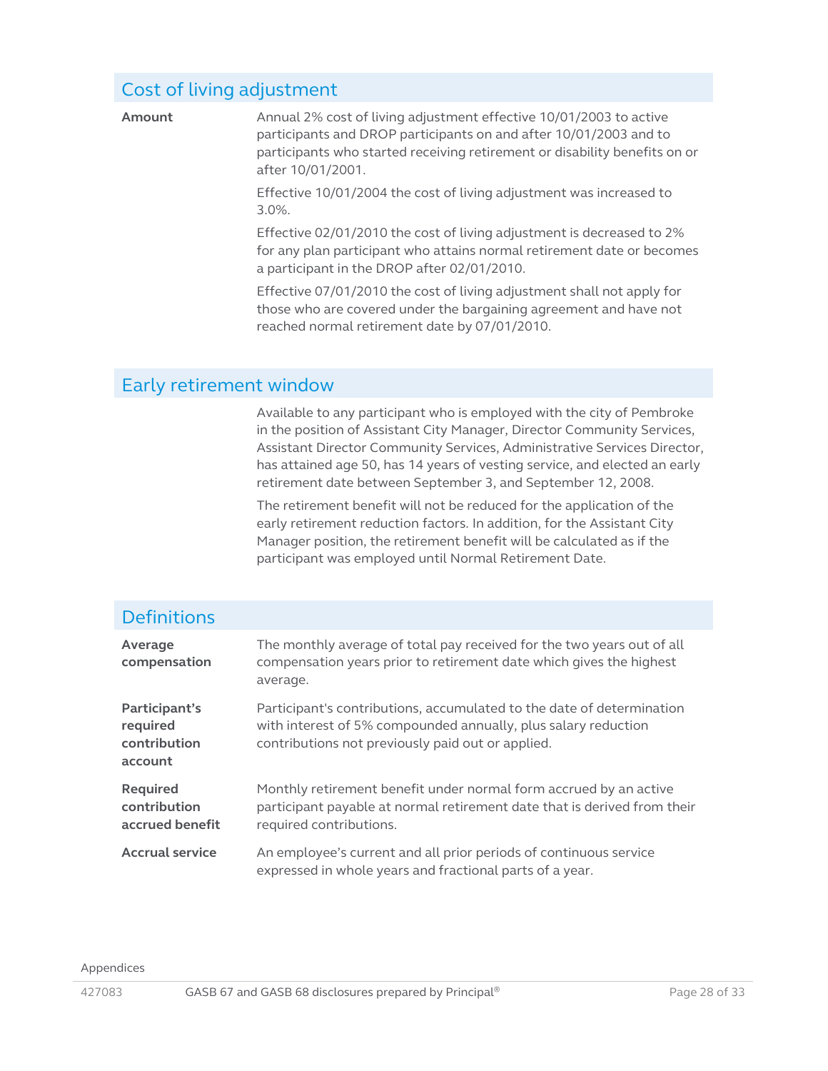## Cost of living adjustment

| | |
|---|---|
| **Amount** | Annual 2% cost of living adjustment effective 10/01/2003 to active participants and DROP participants on and after 10/01/2003 and to participants who started receiving retirement or disability benefits on or after 10/01/2001.<br><br>Effective 10/01/2004 the cost of living adjustment was increased to 3.0%.<br><br>Effective 02/01/2010 the cost of living adjustment is decreased to 2% for any plan participant who attains normal retirement date or becomes a participant in the DROP after 02/01/2010.<br><br>Effective 07/01/2010 the cost of living adjustment shall not apply for those who are covered under the bargaining agreement and have not reached normal retirement date by 07/01/2010. |

## Early retirement window

Available to any participant who is employed with the city of Pembroke in the position of Assistant City Manager, Director Community Services, Assistant Director Community Services, Administrative Services Director, has attained age 50, has 14 years of vesting service, and elected an early retirement date between September 3, and September 12, 2008.

The retirement benefit will not be reduced for the application of the early retirement reduction factors. In addition, for the Assistant City Manager position, the retirement benefit will be calculated as if the participant was employed until Normal Retirement Date.

## Definitions

| | |
|---|---|
| **Average compensation** | The monthly average of total pay received for the two years out of all compensation years prior to retirement date which gives the highest average. |
| **Participant's required contribution account** | Participant's contributions, accumulated to the date of determination with interest of 5% compounded annually, plus salary reduction contributions not previously paid out or applied. |
| **Required contribution accrued benefit** | Monthly retirement benefit under normal form accrued by an active participant payable at normal retirement date that is derived from their required contributions. |
| **Accrual service** | An employee's current and all prior periods of continuous service expressed in whole years and fractional parts of a year. |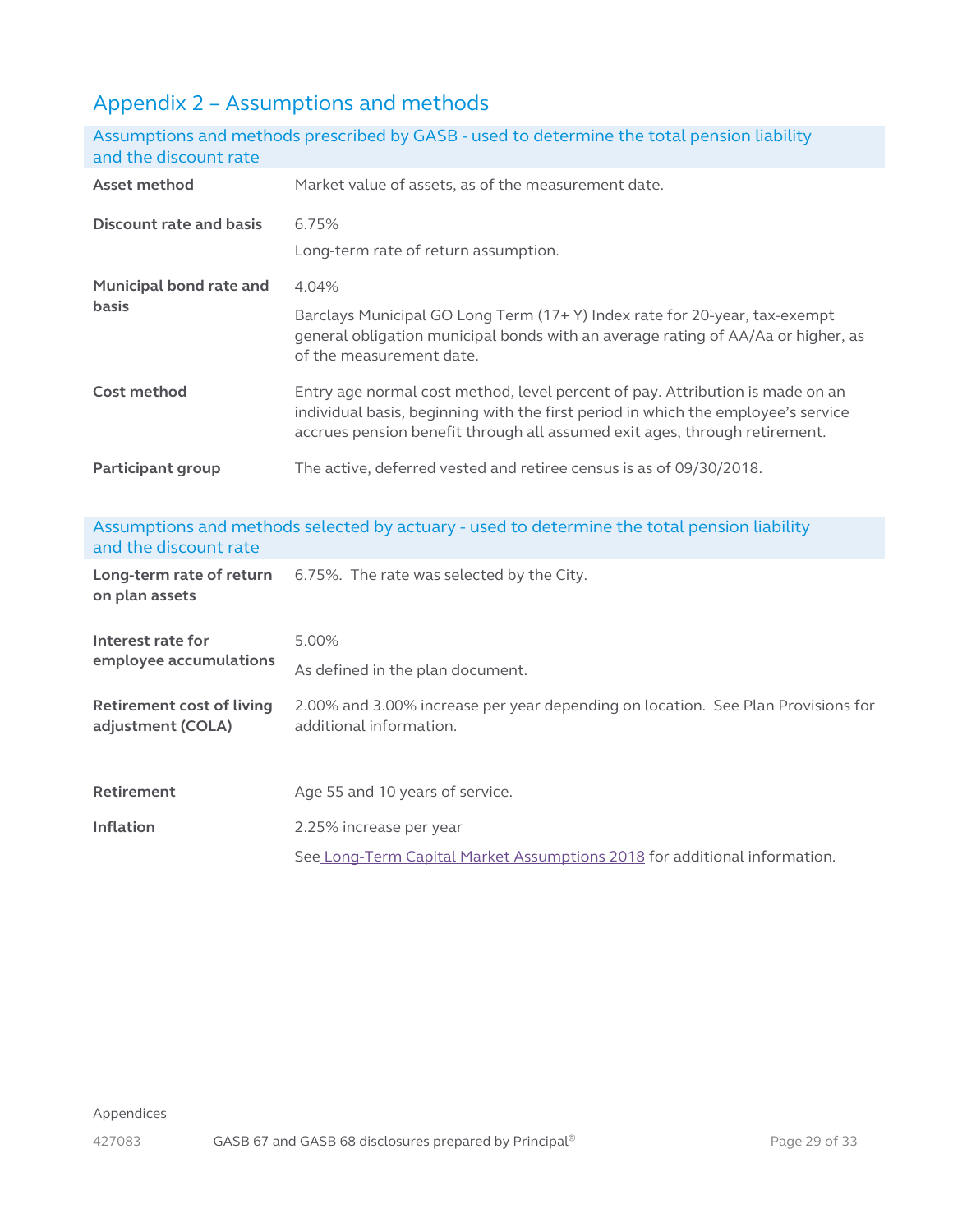# Appendix 2 – Assumptions and methods

## Assumptions and methods prescribed by GASB - used to determine the total pension liability and the discount rate

| | |
|---|---|
| **Asset method** | Market value of assets, as of the measurement date. |
| **Discount rate and basis** | 6.75%<br>Long-term rate of return assumption. |
| **Municipal bond rate and basis** | 4.04%<br>Barclays Municipal GO Long Term (17+ Y) Index rate for 20-year, tax-exempt general obligation municipal bonds with an average rating of AA/Aa or higher, as of the measurement date. |
| **Cost method** | Entry age normal cost method, level percent of pay. Attribution is made on an individual basis, beginning with the first period in which the employee's service accrues pension benefit through all assumed exit ages, through retirement. |
| **Participant group** | The active, deferred vested and retiree census is as of 09/30/2018. |

## Assumptions and methods selected by actuary - used to determine the total pension liability and the discount rate

| | |
|---|---|
| **Long-term rate of return on plan assets** | 6.75%. The rate was selected by the City. |
| **Interest rate for employee accumulations** | 5.00%<br>As defined in the plan document. |
| **Retirement cost of living adjustment (COLA)** | 2.00% and 3.00% increase per year depending on location. See Plan Provisions for additional information. |
| **Retirement** | Age 55 and 10 years of service. |
| **Inflation** | 2.25% increase per year<br>See Long-Term Capital Market Assumptions 2018 for additional information. |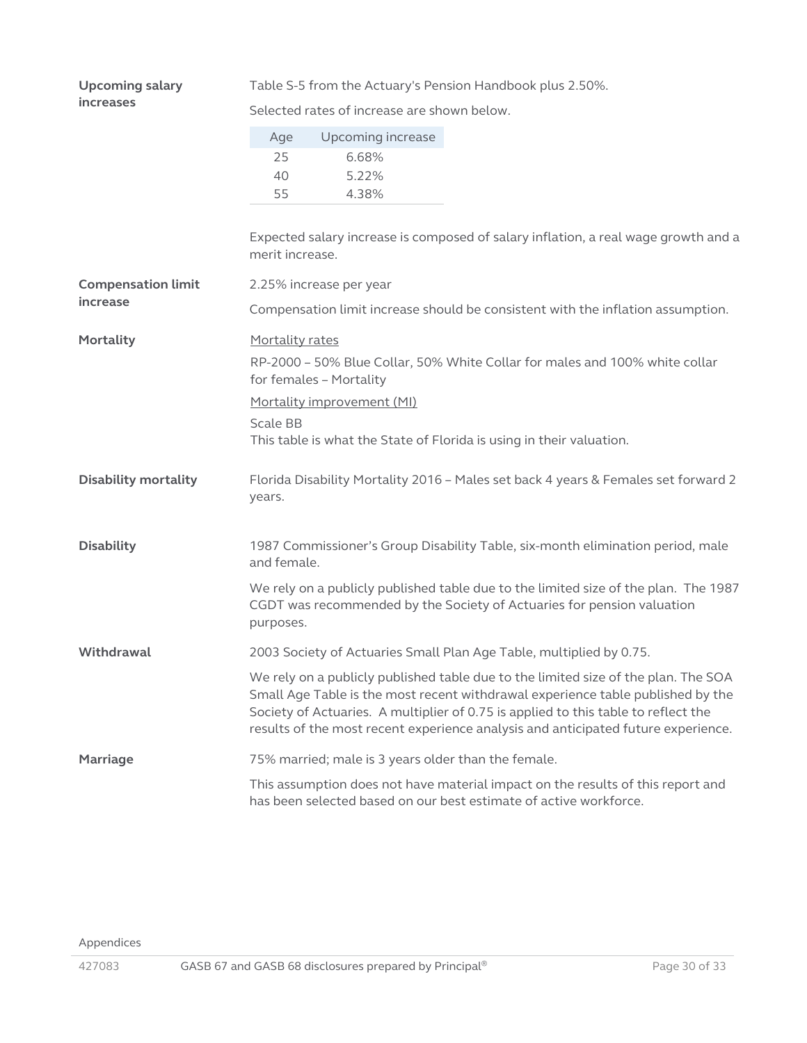**Upcoming salary increases**

Table S-5 from the Actuary's Pension Handbook plus 2.50%.

Selected rates of increase are shown below.

| Age | Upcoming increase |
|---|---|
| 25 | 6.68% |
| 40 | 5.22% |
| 55 | 4.38% |

Expected salary increase is composed of salary inflation, a real wage growth and a merit increase.

**Compensation limit increase**

2.25% increase per year

Compensation limit increase should be consistent with the inflation assumption.

**Mortality**

Mortality rates

RP-2000 – 50% Blue Collar, 50% White Collar for males and 100% white collar for females – Mortality

Mortality improvement (MI)

Scale BB
This table is what the State of Florida is using in their valuation.

**Disability mortality**

Florida Disability Mortality 2016 – Males set back 4 years & Females set forward 2 years.

**Disability**

1987 Commissioner's Group Disability Table, six-month elimination period, male and female.

We rely on a publicly published table due to the limited size of the plan. The 1987 CGDT was recommended by the Society of Actuaries for pension valuation purposes.

**Withdrawal**

2003 Society of Actuaries Small Plan Age Table, multiplied by 0.75.

We rely on a publicly published table due to the limited size of the plan. The SOA Small Age Table is the most recent withdrawal experience table published by the Society of Actuaries. A multiplier of 0.75 is applied to this table to reflect the results of the most recent experience analysis and anticipated future experience.

**Marriage**

75% married; male is 3 years older than the female.

This assumption does not have material impact on the results of this report and has been selected based on our best estimate of active workforce.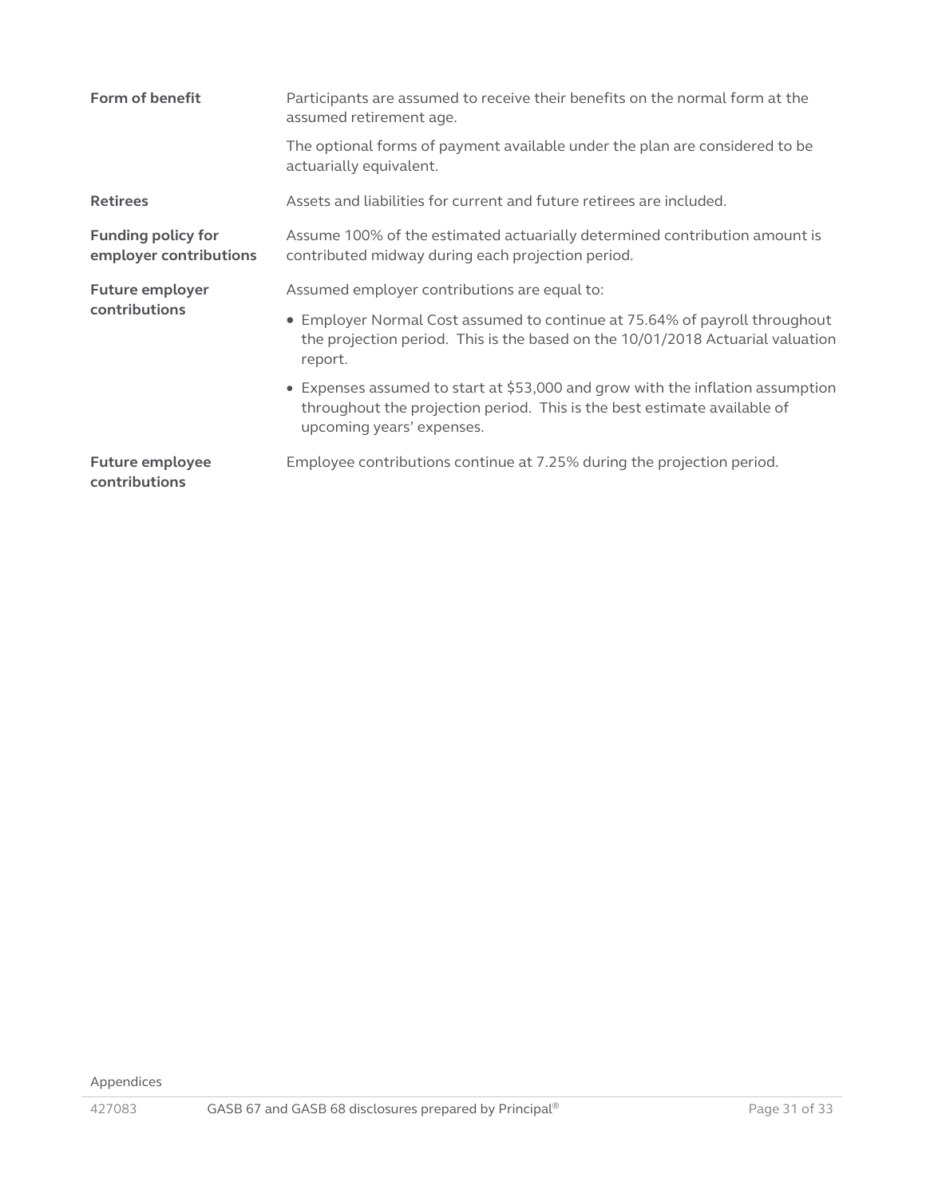| | |
|---|---|
| **Form of benefit** | Participants are assumed to receive their benefits on the normal form at the assumed retirement age.<br><br>The optional forms of payment available under the plan are considered to be actuarially equivalent. |
| **Retirees** | Assets and liabilities for current and future retirees are included. |
| **Funding policy for employer contributions** | Assume 100% of the estimated actuarially determined contribution amount is contributed midway during each projection period. |
| **Future employer contributions** | Assumed employer contributions are equal to:<br><br>• Employer Normal Cost assumed to continue at 75.64% of payroll throughout the projection period. This is the based on the 10/01/2018 Actuarial valuation report.<br><br>• Expenses assumed to start at $53,000 and grow with the inflation assumption throughout the projection period. This is the best estimate available of upcoming years' expenses. |
| **Future employee contributions** | Employee contributions continue at 7.25% during the projection period. |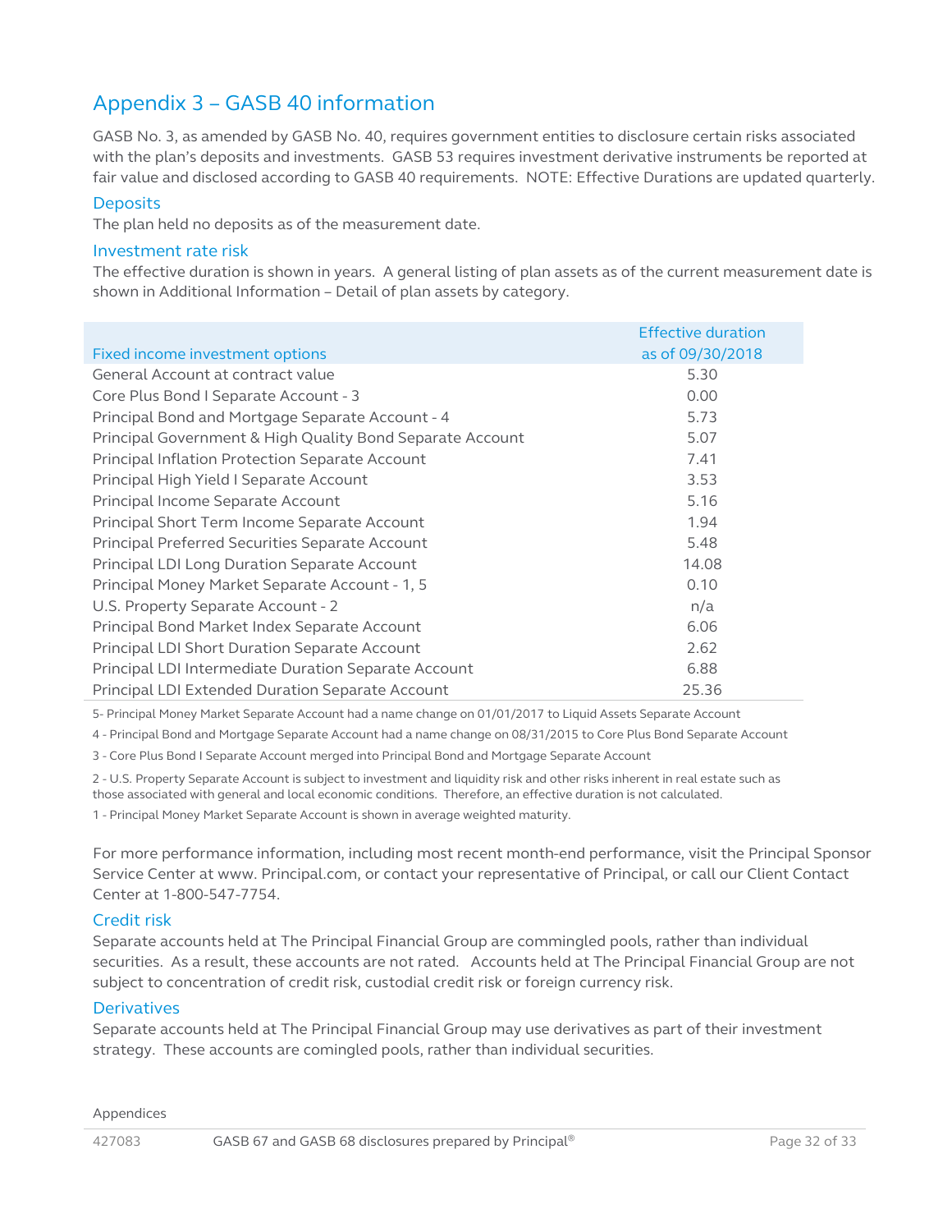# Appendix 3 – GASB 40 information

GASB No. 3, as amended by GASB No. 40, requires government entities to disclosure certain risks associated with the plan's deposits and investments. GASB 53 requires investment derivative instruments be reported at fair value and disclosed according to GASB 40 requirements. NOTE: Effective Durations are updated quarterly.

## Deposits

The plan held no deposits as of the measurement date.

## Investment rate risk

The effective duration is shown in years. A general listing of plan assets as of the current measurement date is shown in Additional Information – Detail of plan assets by category.

| Fixed income investment options | Effective duration as of 09/30/2018 |
|---|---|
| General Account at contract value | 5.30 |
| Core Plus Bond I Separate Account - 3 | 0.00 |
| Principal Bond and Mortgage Separate Account - 4 | 5.73 |
| Principal Government & High Quality Bond Separate Account | 5.07 |
| Principal Inflation Protection Separate Account | 7.41 |
| Principal High Yield I Separate Account | 3.53 |
| Principal Income Separate Account | 5.16 |
| Principal Short Term Income Separate Account | 1.94 |
| Principal Preferred Securities Separate Account | 5.48 |
| Principal LDI Long Duration Separate Account | 14.08 |
| Principal Money Market Separate Account - 1, 5 | 0.10 |
| U.S. Property Separate Account - 2 | n/a |
| Principal Bond Market Index Separate Account | 6.06 |
| Principal LDI Short Duration Separate Account | 2.62 |
| Principal LDI Intermediate Duration Separate Account | 6.88 |
| Principal LDI Extended Duration Separate Account | 25.36 |

5- Principal Money Market Separate Account had a name change on 01/01/2017 to Liquid Assets Separate Account

4 - Principal Bond and Mortgage Separate Account had a name change on 08/31/2015 to Core Plus Bond Separate Account

3 - Core Plus Bond I Separate Account merged into Principal Bond and Mortgage Separate Account

2 - U.S. Property Separate Account is subject to investment and liquidity risk and other risks inherent in real estate such as those associated with general and local economic conditions. Therefore, an effective duration is not calculated.

1 - Principal Money Market Separate Account is shown in average weighted maturity.

For more performance information, including most recent month-end performance, visit the Principal Sponsor Service Center at www. Principal.com, or contact your representative of Principal, or call our Client Contact Center at 1-800-547-7754.

## Credit risk

Separate accounts held at The Principal Financial Group are commingled pools, rather than individual securities. As a result, these accounts are not rated. Accounts held at The Principal Financial Group are not subject to concentration of credit risk, custodial credit risk or foreign currency risk.

## Derivatives

Separate accounts held at The Principal Financial Group may use derivatives as part of their investment strategy. These accounts are comingled pools, rather than individual securities.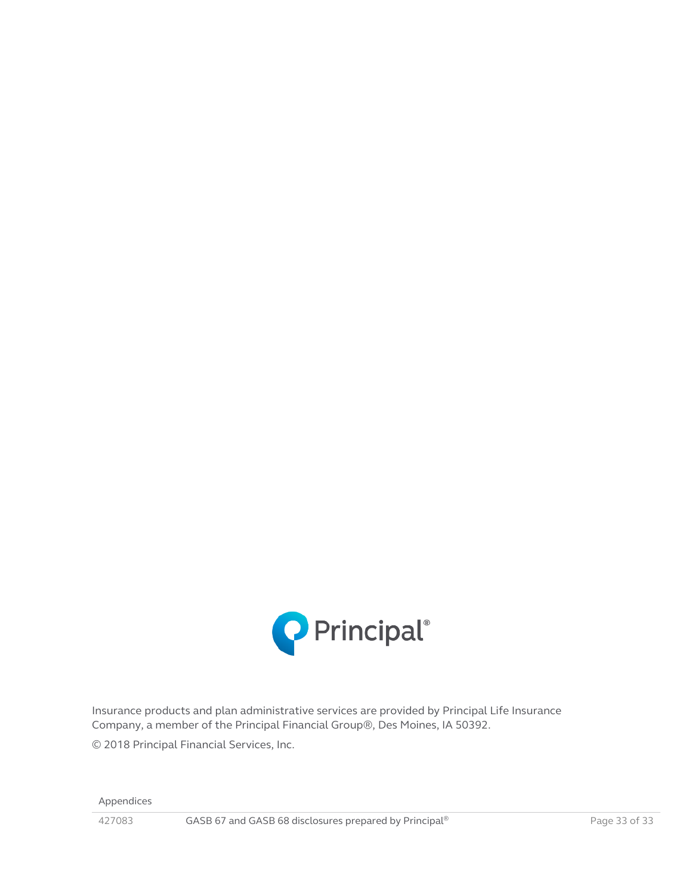Principal®

Insurance products and plan administrative services are provided by Principal Life Insurance Company, a member of the Principal Financial Group®, Des Moines, IA 50392.

© 2018 Principal Financial Services, Inc.